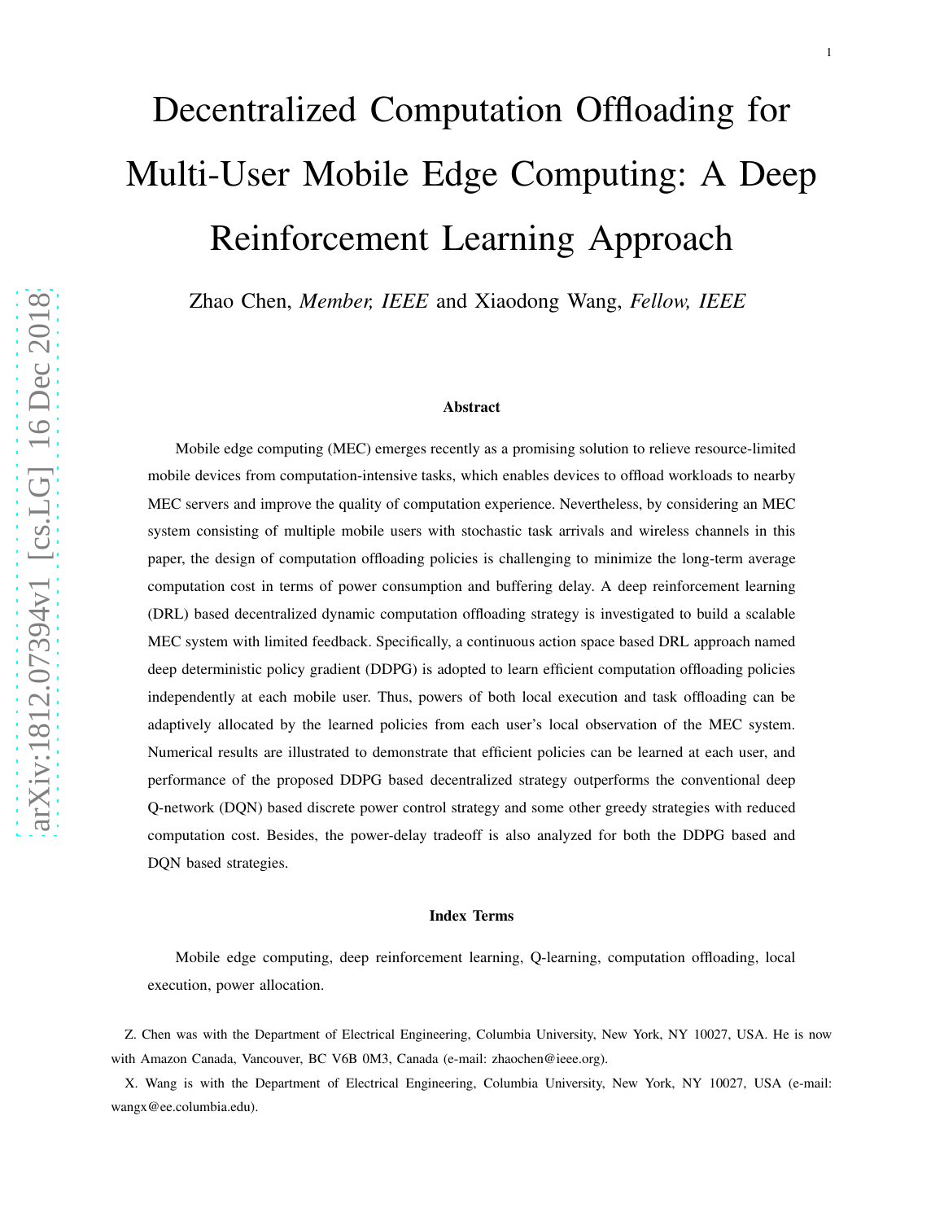# Decentralized Computation Offloading for Multi-User Mobile Edge Computing: A Deep Reinforcement Learning Approach

Zhao Chen, *Member, IEEE* and Xiaodong Wang, *Fellow, IEEE*

### Abstract

Mobile edge computing (MEC) emerges recently as a promising solution to relieve resource-limited mobile devices from computation-intensive tasks, which enables devices to offload workloads to nearby MEC servers and improve the quality of computation experience. Nevertheless, by considering an MEC system consisting of multiple mobile users with stochastic task arrivals and wireless channels in this paper, the design of computation offloading policies is challenging to minimize the long-term average computation cost in terms of power consumption and buffering delay. A deep reinforcement learning (DRL) based decentralized dynamic computation offloading strategy is investigated to build a scalable MEC system with limited feedback. Specifically, a continuous action space based DRL approach named deep deterministic policy gradient (DDPG) is adopted to learn efficient computation offloading policies independently at each mobile user. Thus, powers of both local execution and task offloading can be adaptively allocated by the learned policies from each user's local observation of the MEC system. Numerical results are illustrated to demonstrate that efficient policies can be learned at each user, and performance of the proposed DDPG based decentralized strategy outperforms the conventional deep Q-network (DQN) based discrete power control strategy and some other greedy strategies with reduced computation cost. Besides, the power-delay tradeoff is also analyzed for both the DDPG based and DQN based strategies.

### Index Terms

Mobile edge computing, deep reinforcement learning, Q-learning, computation offloading, local execution, power allocation.

Z. Chen was with the Department of Electrical Engineering, Columbia University, New York, NY 10027, USA. He is now with Amazon Canada, Vancouver, BC V6B 0M3, Canada (e-mail: zhaochen@ieee.org).

X. Wang is with the Department of Electrical Engineering, Columbia University, New York, NY 10027, USA (e-mail: wangx@ee.columbia.edu).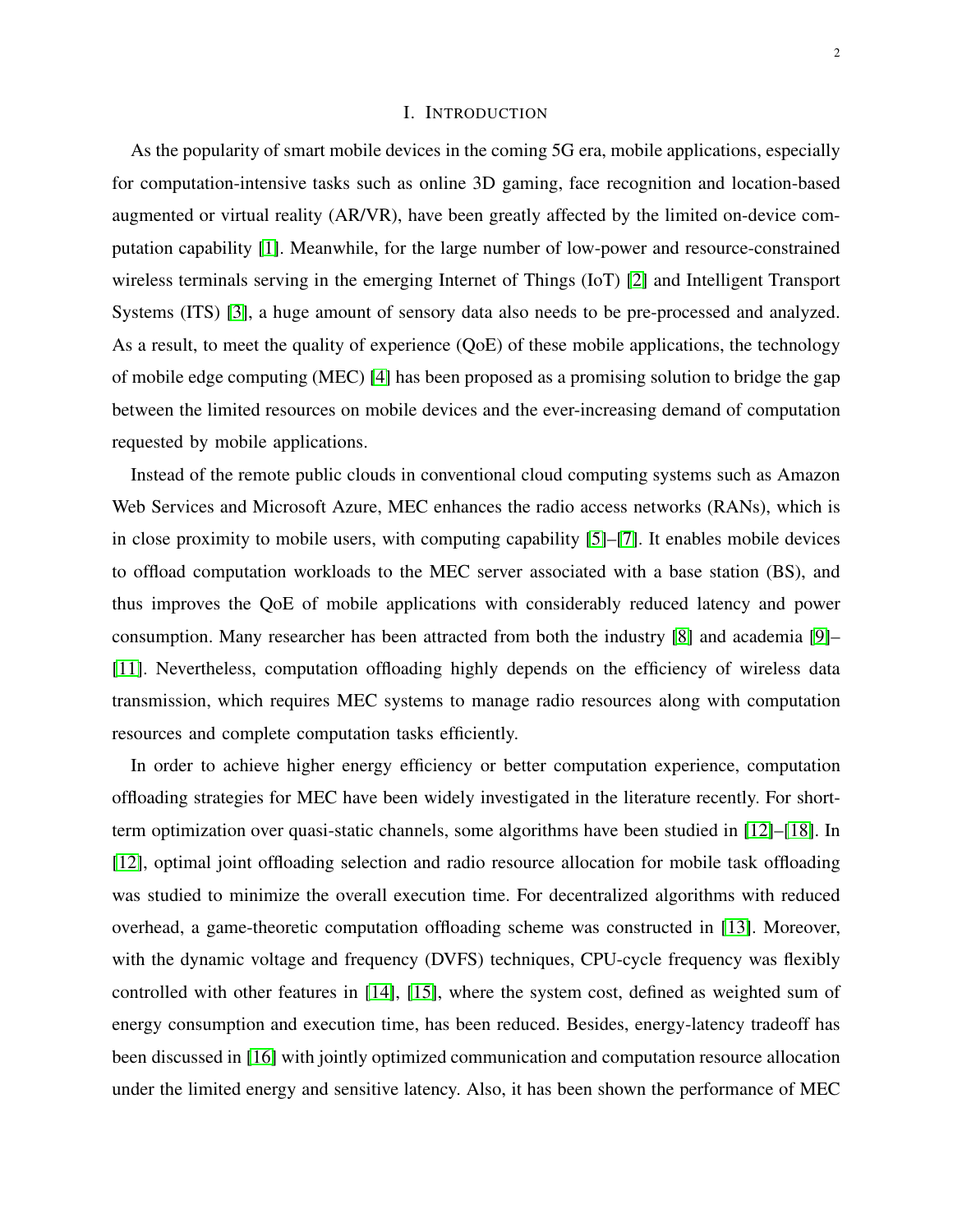## I. INTRODUCTION

As the popularity of smart mobile devices in the coming 5G era, mobile applications, especially for computation-intensive tasks such as online 3D gaming, face recognition and location-based augmented or virtual reality (AR/VR), have been greatly affected by the limited on-device computation capability [1]. Meanwhile, for the large number of low-power and resource-constrained wireless terminals serving in the emerging Internet of Things (IoT) [2] and Intelligent Transport Systems (ITS) [3], a huge amount of sensory data also needs to be pre-processed and analyzed. As a result, to meet the quality of experience (QoE) of these mobile applications, the technology of mobile edge computing (MEC) [4] has been proposed as a promising solution to bridge the gap between the limited resources on mobile devices and the ever-increasing demand of computation requested by mobile applications.

Instead of the remote public clouds in conventional cloud computing systems such as Amazon Web Services and Microsoft Azure, MEC enhances the radio access networks (RANs), which is in close proximity to mobile users, with computing capability [5]–[7]. It enables mobile devices to offload computation workloads to the MEC server associated with a base station (BS), and thus improves the QoE of mobile applications with considerably reduced latency and power consumption. Many researcher has been attracted from both the industry [8] and academia [9]–[11]. Nevertheless, computation offloading highly depends on the efficiency of wireless data transmission, which requires MEC systems to manage radio resources along with computation resources and complete computation tasks efficiently.

In order to achieve higher energy efficiency or better computation experience, computation offloading strategies for MEC have been widely investigated in the literature recently. For short-term optimization over quasi-static channels, some algorithms have been studied in [12]–[18]. In [12], optimal joint offloading selection and radio resource allocation for mobile task offloading was studied to minimize the overall execution time. For decentralized algorithms with reduced overhead, a game-theoretic computation offloading scheme was constructed in [13]. Moreover, with the dynamic voltage and frequency (DVFS) techniques, CPU-cycle frequency was flexibly controlled with other features in [14], [15], where the system cost, defined as weighted sum of energy consumption and execution time, has been reduced. Besides, energy-latency tradeoff has been discussed in [16] with jointly optimized communication and computation resource allocation under the limited energy and sensitive latency. Also, it has been shown the performance of MEC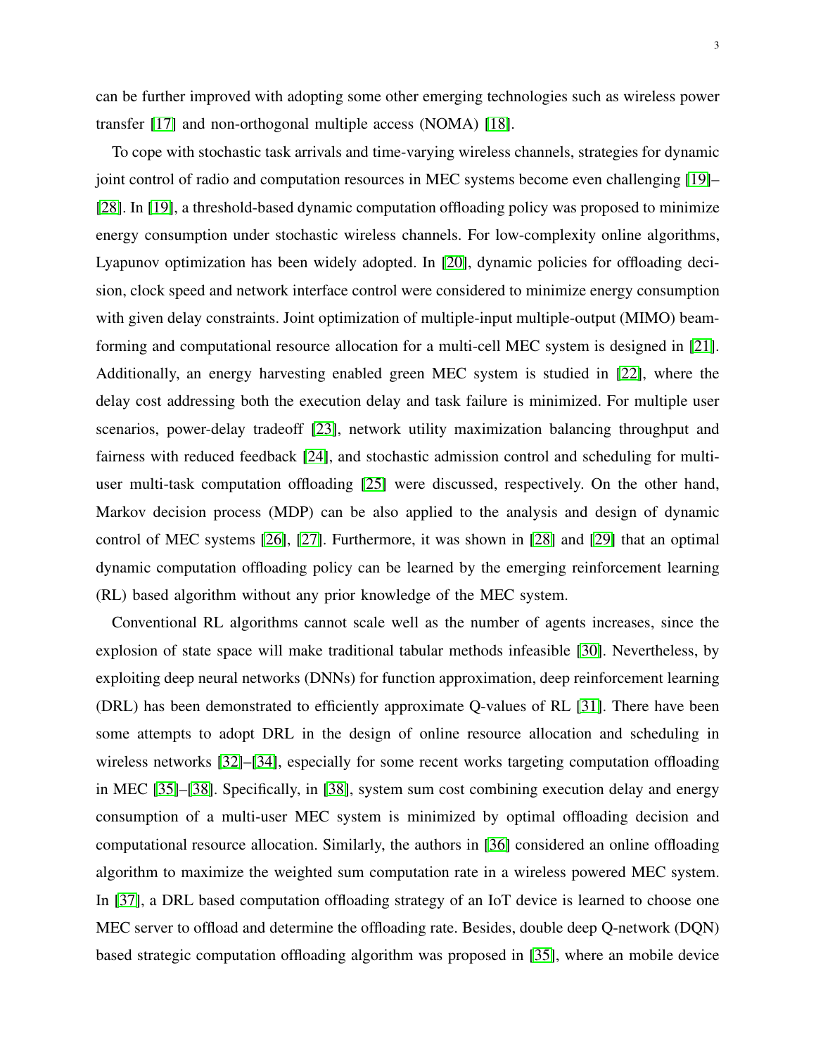can be further improved with adopting some other emerging technologies such as wireless power transfer [17] and non-orthogonal multiple access (NOMA) [18].

To cope with stochastic task arrivals and time-varying wireless channels, strategies for dynamic joint control of radio and computation resources in MEC systems become even challenging [19]–[28]. In [19], a threshold-based dynamic computation offloading policy was proposed to minimize energy consumption under stochastic wireless channels. For low-complexity online algorithms, Lyapunov optimization has been widely adopted. In [20], dynamic policies for offloading decision, clock speed and network interface control were considered to minimize energy consumption with given delay constraints. Joint optimization of multiple-input multiple-output (MIMO) beamforming and computational resource allocation for a multi-cell MEC system is designed in [21]. Additionally, an energy harvesting enabled green MEC system is studied in [22], where the delay cost addressing both the execution delay and task failure is minimized. For multiple user scenarios, power-delay tradeoff [23], network utility maximization balancing throughput and fairness with reduced feedback [24], and stochastic admission control and scheduling for multi-user multi-task computation offloading [25] were discussed, respectively. On the other hand, Markov decision process (MDP) can be also applied to the analysis and design of dynamic control of MEC systems [26], [27]. Furthermore, it was shown in [28] and [29] that an optimal dynamic computation offloading policy can be learned by the emerging reinforcement learning (RL) based algorithm without any prior knowledge of the MEC system.

Conventional RL algorithms cannot scale well as the number of agents increases, since the explosion of state space will make traditional tabular methods infeasible [30]. Nevertheless, by exploiting deep neural networks (DNNs) for function approximation, deep reinforcement learning (DRL) has been demonstrated to efficiently approximate Q-values of RL [31]. There have been some attempts to adopt DRL in the design of online resource allocation and scheduling in wireless networks [32]–[34], especially for some recent works targeting computation offloading in MEC [35]–[38]. Specifically, in [38], system sum cost combining execution delay and energy consumption of a multi-user MEC system is minimized by optimal offloading decision and computational resource allocation. Similarly, the authors in [36] considered an online offloading algorithm to maximize the weighted sum computation rate in a wireless powered MEC system. In [37], a DRL based computation offloading strategy of an IoT device is learned to choose one MEC server to offload and determine the offloading rate. Besides, double deep Q-network (DQN) based strategic computation offloading algorithm was proposed in [35], where an mobile device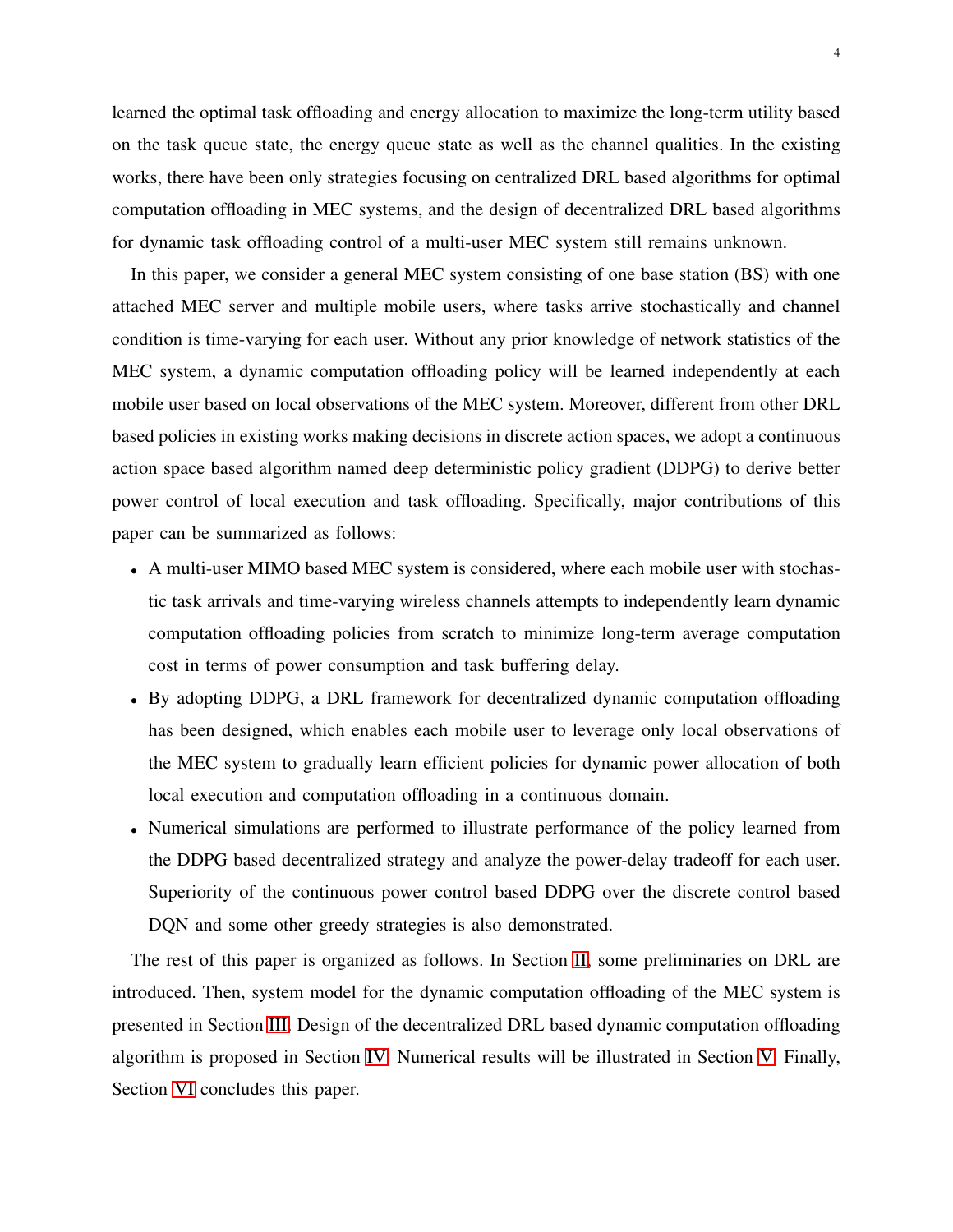learned the optimal task offloading and energy allocation to maximize the long-term utility based on the task queue state, the energy queue state as well as the channel qualities. In the existing works, there have been only strategies focusing on centralized DRL based algorithms for optimal computation offloading in MEC systems, and the design of decentralized DRL based algorithms for dynamic task offloading control of a multi-user MEC system still remains unknown.

In this paper, we consider a general MEC system consisting of one base station (BS) with one attached MEC server and multiple mobile users, where tasks arrive stochastically and channel condition is time-varying for each user. Without any prior knowledge of network statistics of the MEC system, a dynamic computation offloading policy will be learned independently at each mobile user based on local observations of the MEC system. Moreover, different from other DRL based policies in existing works making decisions in discrete action spaces, we adopt a continuous action space based algorithm named deep deterministic policy gradient (DDPG) to derive better power control of local execution and task offloading. Specifically, major contributions of this paper can be summarized as follows:

- A multi-user MIMO based MEC system is considered, where each mobile user with stochastic task arrivals and time-varying wireless channels attempts to independently learn dynamic computation offloading policies from scratch to minimize long-term average computation cost in terms of power consumption and task buffering delay.
- By adopting DDPG, a DRL framework for decentralized dynamic computation offloading has been designed, which enables each mobile user to leverage only local observations of the MEC system to gradually learn efficient policies for dynamic power allocation of both local execution and computation offloading in a continuous domain.
- Numerical simulations are performed to illustrate performance of the policy learned from the DDPG based decentralized strategy and analyze the power-delay tradeoff for each user. Superiority of the continuous power control based DDPG over the discrete control based DQN and some other greedy strategies is also demonstrated.

The rest of this paper is organized as follows. In Section II, some preliminaries on DRL are introduced. Then, system model for the dynamic computation offloading of the MEC system is presented in Section III. Design of the decentralized DRL based dynamic computation offloading algorithm is proposed in Section IV. Numerical results will be illustrated in Section V. Finally, Section VI concludes this paper.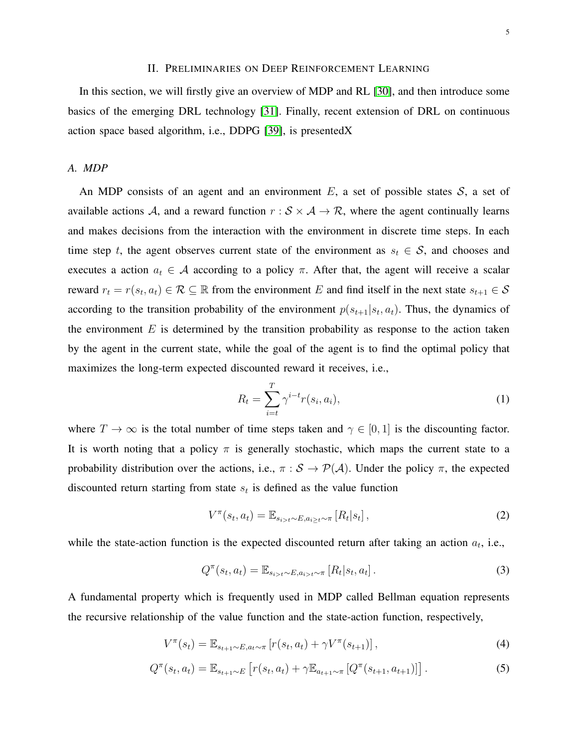## II. Preliminaries on Deep Reinforcement Learning

In this section, we will firstly give an overview of MDP and RL [30], and then introduce some basics of the emerging DRL technology [31]. Finally, recent extension of DRL on continuous action space based algorithm, i.e., DDPG [39], is presentedX

### A. MDP

An MDP consists of an agent and an environment $E$, a set of possible states $\mathcal{S}$, a set of available actions $\mathcal{A}$, and a reward function $r : \mathcal{S} \times \mathcal{A} \to \mathcal{R}$, where the agent continually learns and makes decisions from the interaction with the environment in discrete time steps. In each time step $t$, the agent observes current state of the environment as $s_t \in \mathcal{S}$, and chooses and executes a action $a_t \in \mathcal{A}$ according to a policy $\pi$. After that, the agent will receive a scalar reward $r_t = r(s_t, a_t) \in \mathcal{R} \subseteq \mathbb{R}$ from the environment $E$ and find itself in the next state $s_{t+1} \in \mathcal{S}$ according to the transition probability of the environment $p(s_{t+1}|s_t, a_t)$. Thus, the dynamics of the environment $E$ is determined by the transition probability as response to the action taken by the agent in the current state, while the goal of the agent is to find the optimal policy that maximizes the long-term expected discounted reward it receives, i.e.,

$$R_t = \sum_{i=t}^{T} \gamma^{i-t} r(s_i, a_i), \tag{1}$$

where $T \to \infty$ is the total number of time steps taken and $\gamma \in [0, 1]$ is the discounting factor. It is worth noting that a policy $\pi$ is generally stochastic, which maps the current state to a probability distribution over the actions, i.e., $\pi : \mathcal{S} \to \mathcal{P}(\mathcal{A})$. Under the policy $\pi$, the expected discounted return starting from state $s_t$ is defined as the value function

$$V^{\pi}(s_t, a_t) = \mathbb{E}_{s_{i>t} \sim E, a_{i \geq t} \sim \pi} \left[ R_t | s_t \right], \tag{2}$$

while the state-action function is the expected discounted return after taking an action $a_t$, i.e.,

$$Q^{\pi}(s_t, a_t) = \mathbb{E}_{s_{i>t} \sim E, a_{i>t} \sim \pi} \left[ R_t | s_t, a_t \right]. \tag{3}$$

A fundamental property which is frequently used in MDP called Bellman equation represents the recursive relationship of the value function and the state-action function, respectively,

$$V^{\pi}(s_t) = \mathbb{E}_{s_{t+1} \sim E, a_t \sim \pi} \left[ r(s_t, a_t) + \gamma V^{\pi}(s_{t+1}) \right], \tag{4}$$

$$Q^{\pi}(s_t, a_t) = \mathbb{E}_{s_{t+1} \sim E} \left[ r(s_t, a_t) + \gamma \mathbb{E}_{a_{t+1} \sim \pi} \left[ Q^{\pi}(s_{t+1}, a_{t+1}) \right] \right]. \tag{5}$$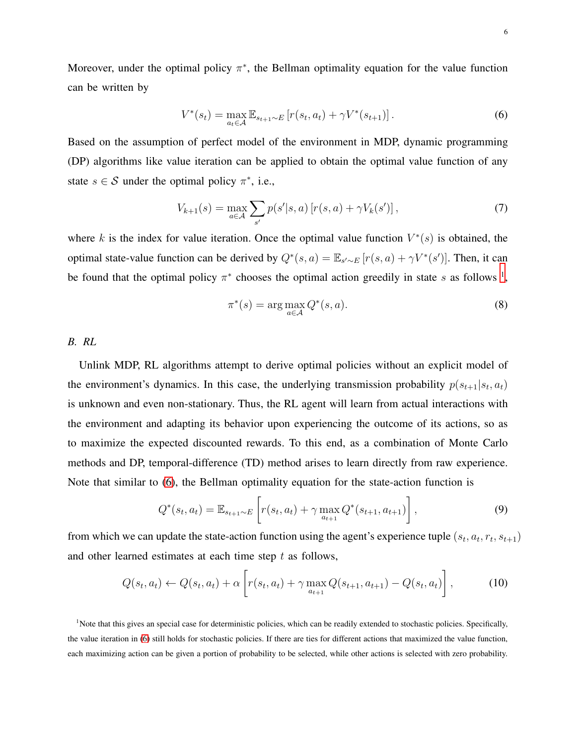Moreover, under the optimal policy $\pi^*$, the Bellman optimality equation for the value function can be written by

$$V^*(s_t) = \max_{a_t \in \mathcal{A}} \mathbb{E}_{s_{t+1} \sim E} \left[ r(s_t, a_t) + \gamma V^*(s_{t+1}) \right]. \tag{6}$$

Based on the assumption of perfect model of the environment in MDP, dynamic programming (DP) algorithms like value iteration can be applied to obtain the optimal value function of any state $s \in \mathcal{S}$ under the optimal policy $\pi^*$, i.e.,

$$V_{k+1}(s) = \max_{a \in \mathcal{A}} \sum_{s'} p(s'|s,a) \left[ r(s,a) + \gamma V_k(s') \right], \tag{7}$$

where $k$ is the index for value iteration. Once the optimal value function $V^*(s)$ is obtained, the optimal state-value function can be derived by $Q^*(s,a) = \mathbb{E}_{s' \sim E} \left[ r(s,a) + \gamma V^*(s') \right]$. Then, it can be found that the optimal policy $\pi^*$ chooses the optimal action greedily in state $s$ as follows [1],

$$\pi^*(s) = \arg\max_{a \in \mathcal{A}} Q^*(s,a). \tag{8}$$

### *B. RL*

Unlink MDP, RL algorithms attempt to derive optimal policies without an explicit model of the environment's dynamics. In this case, the underlying transmission probability $p(s_{t+1}|s_t, a_t)$ is unknown and even non-stationary. Thus, the RL agent will learn from actual interactions with the environment and adapting its behavior upon experiencing the outcome of its actions, so as to maximize the expected discounted rewards. To this end, as a combination of Monte Carlo methods and DP, temporal-difference (TD) method arises to learn directly from raw experience. Note that similar to (6), the Bellman optimality equation for the state-action function is

$$Q^*(s_t, a_t) = \mathbb{E}_{s_{t+1} \sim E} \left[ r(s_t, a_t) + \gamma \max_{a_{t+1}} Q^*(s_{t+1}, a_{t+1}) \right], \tag{9}$$

from which we can update the state-action function using the agent's experience tuple $(s_t, a_t, r_t, s_{t+1})$ and other learned estimates at each time step $t$ as follows,

$$Q(s_t, a_t) \leftarrow Q(s_t, a_t) + \alpha \left[ r(s_t, a_t) + \gamma \max_{a_{t+1}} Q(s_{t+1}, a_{t+1}) - Q(s_t, a_t) \right], \tag{10}$$

[1]Note that this gives an special case for deterministic policies, which can be readily extended to stochastic policies. Specifically, the value iteration in (6) still holds for stochastic policies. If there are ties for different actions that maximized the value function, each maximizing action can be given a portion of probability to be selected, while other actions is selected with zero probability.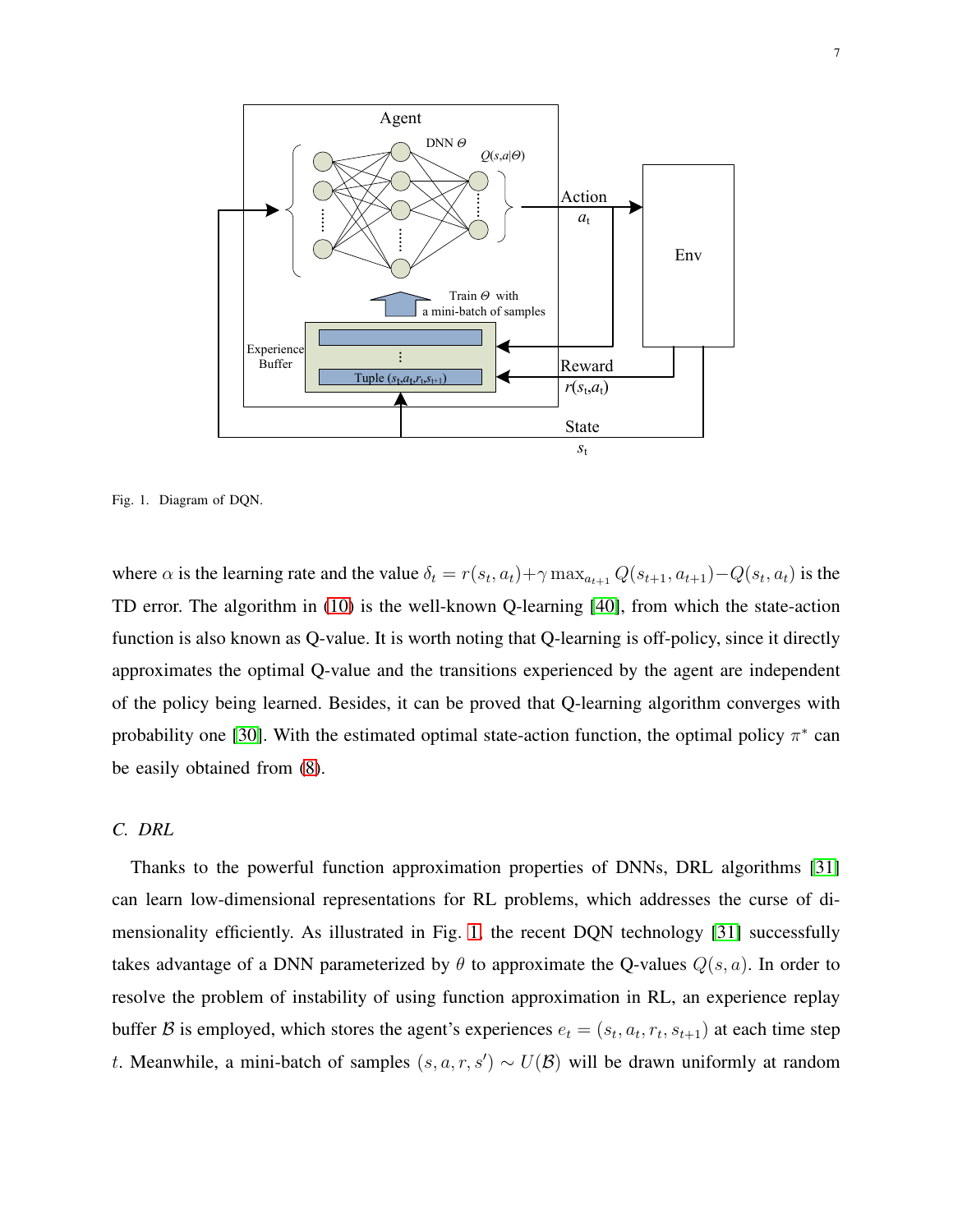Fig. 1. Diagram of DQN.

where $\alpha$ is the learning rate and the value $\delta_t = r(s_t, a_t) + \gamma \max_{a_{t+1}} Q(s_{t+1}, a_{t+1}) - Q(s_t, a_t)$ is the TD error. The algorithm in (10) is the well-known Q-learning [40], from which the state-action function is also known as Q-value. It is worth noting that Q-learning is off-policy, since it directly approximates the optimal Q-value and the transitions experienced by the agent are independent of the policy being learned. Besides, it can be proved that Q-learning algorithm converges with probability one [30]. With the estimated optimal state-action function, the optimal policy $\pi^*$ can be easily obtained from (8).

### C. DRL

Thanks to the powerful function approximation properties of DNNs, DRL algorithms [31] can learn low-dimensional representations for RL problems, which addresses the curse of dimensionality efficiently. As illustrated in Fig. 1, the recent DQN technology [31] successfully takes advantage of a DNN parameterized by $\theta$ to approximate the Q-values $Q(s, a)$. In order to resolve the problem of instability of using function approximation in RL, an experience replay buffer $\mathcal{B}$ is employed, which stores the agent's experiences $e_t = (s_t, a_t, r_t, s_{t+1})$ at each time step $t$. Meanwhile, a mini-batch of samples $(s, a, r, s') \sim U(\mathcal{B})$ will be drawn uniformly at random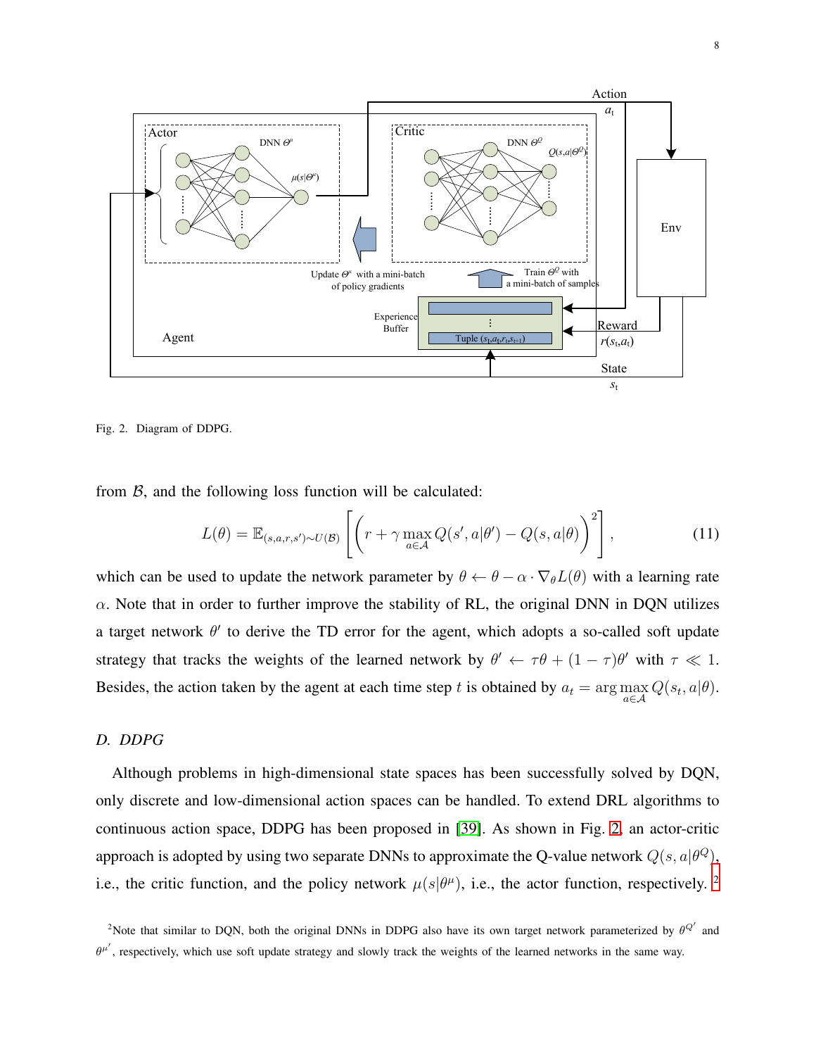Fig. 2. Diagram of DDPG.

from $\mathcal{B}$, and the following loss function will be calculated:

$$L(\theta) = \mathbb{E}_{(s,a,r,s')\sim U(\mathcal{B})} \left[ \left( r + \gamma \max_{a\in\mathcal{A}} Q(s', a|\theta') - Q(s, a|\theta) \right)^2 \right], \tag{11}$$

which can be used to update the network parameter by $\theta \leftarrow \theta - \alpha \cdot \nabla_\theta L(\theta)$ with a learning rate $\alpha$. Note that in order to further improve the stability of RL, the original DNN in DQN utilizes a target network $\theta'$ to derive the TD error for the agent, which adopts a so-called soft update strategy that tracks the weights of the learned network by $\theta' \leftarrow \tau\theta + (1-\tau)\theta'$ with $\tau \ll 1$. Besides, the action taken by the agent at each time step $t$ is obtained by $a_t = \arg\max_{a\in\mathcal{A}} Q(s_t, a|\theta)$.

### D. DDPG

Although problems in high-dimensional state spaces has been successfully solved by DQN, only discrete and low-dimensional action spaces can be handled. To extend DRL algorithms to continuous action space, DDPG has been proposed in [39]. As shown in Fig. 2, an actor-critic approach is adopted by using two separate DNNs to approximate the Q-value network $Q(s, a|\theta^Q)$, i.e., the critic function, and the policy network $\mu(s|\theta^\mu)$, i.e., the actor function, respectively. [2]

[2]Note that similar to DQN, both the original DNNs in DDPG also have its own target network parameterized by $\theta^{Q'}$ and $\theta^{\mu'}$, respectively, which use soft update strategy and slowly track the weights of the learned networks in the same way.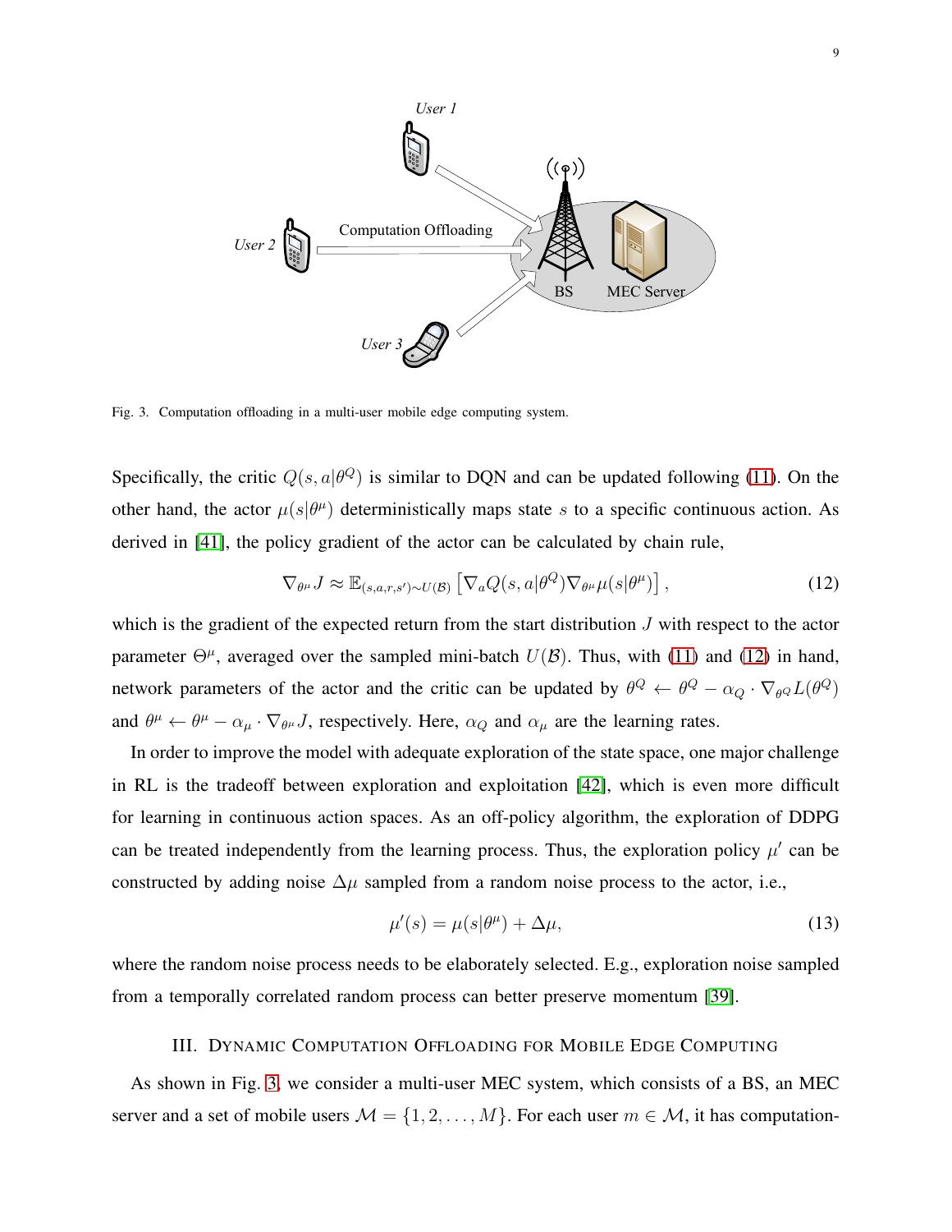Fig. 3. Computation offloading in a multi-user mobile edge computing system.

Specifically, the critic $Q(s, a|\theta^Q)$ is similar to DQN and can be updated following (11). On the other hand, the actor $\mu(s|\theta^\mu)$ deterministically maps state $s$ to a specific continuous action. As derived in [41], the policy gradient of the actor can be calculated by chain rule,

$$\nabla_{\theta^\mu} J \approx \mathbb{E}_{(s,a,r,s')\sim U(\mathcal{B})} \left[ \nabla_a Q(s, a|\theta^Q) \nabla_{\theta^\mu} \mu(s|\theta^\mu) \right], \tag{12}$$

which is the gradient of the expected return from the start distribution $J$ with respect to the actor parameter $\Theta^\mu$, averaged over the sampled mini-batch $U(\mathcal{B})$. Thus, with (11) and (12) in hand, network parameters of the actor and the critic can be updated by $\theta^Q \leftarrow \theta^Q - \alpha_Q \cdot \nabla_{\theta^Q} L(\theta^Q)$ and $\theta^\mu \leftarrow \theta^\mu - \alpha_\mu \cdot \nabla_{\theta^\mu} J$, respectively. Here, $\alpha_Q$ and $\alpha_\mu$ are the learning rates.

In order to improve the model with adequate exploration of the state space, one major challenge in RL is the tradeoff between exploration and exploitation [42], which is even more difficult for learning in continuous action spaces. As an off-policy algorithm, the exploration of DDPG can be treated independently from the learning process. Thus, the exploration policy $\mu'$ can be constructed by adding noise $\Delta\mu$ sampled from a random noise process to the actor, i.e.,

$$\mu'(s) = \mu(s|\theta^\mu) + \Delta\mu, \tag{13}$$

where the random noise process needs to be elaborately selected. E.g., exploration noise sampled from a temporally correlated random process can better preserve momentum [39].

## III. Dynamic Computation Offloading for Mobile Edge Computing

As shown in Fig. 3, we consider a multi-user MEC system, which consists of a BS, an MEC server and a set of mobile users $\mathcal{M} = \{1, 2, \ldots, M\}$. For each user $m \in \mathcal{M}$, it has computation-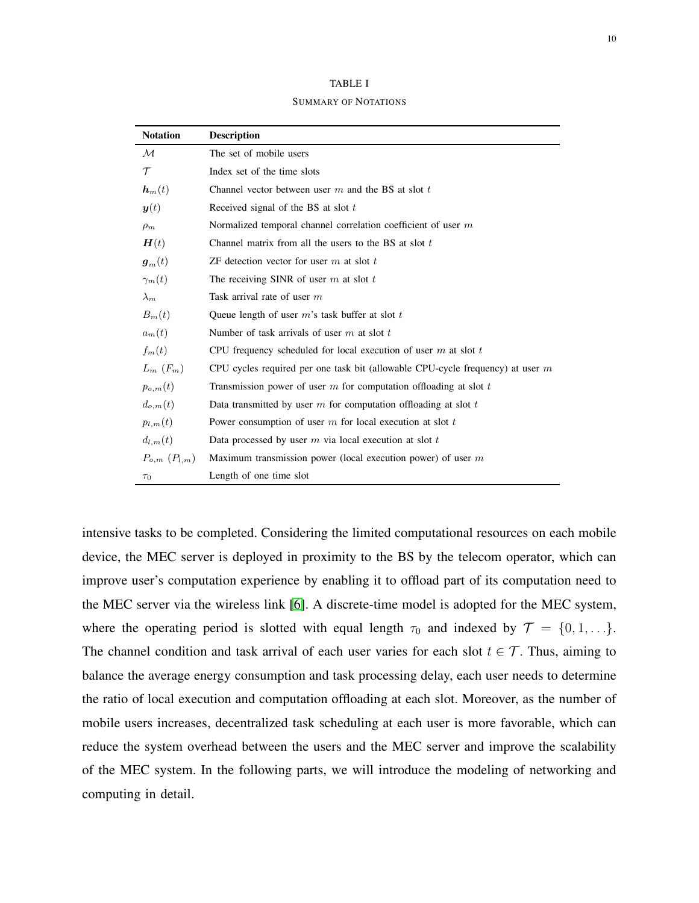TABLE I

SUMMARY OF NOTATIONS

| Notation | Description |
|---|---|
| $\mathcal{M}$ | The set of mobile users |
| $\mathcal{T}$ | Index set of the time slots |
| $\boldsymbol{h}_m(t)$ | Channel vector between user $m$ and the BS at slot $t$ |
| $\boldsymbol{y}(t)$ | Received signal of the BS at slot $t$ |
| $\rho_m$ | Normalized temporal channel correlation coefficient of user $m$ |
| $\boldsymbol{H}(t)$ | Channel matrix from all the users to the BS at slot $t$ |
| $\boldsymbol{g}_m(t)$ | ZF detection vector for user $m$ at slot $t$ |
| $\gamma_m(t)$ | The receiving SINR of user $m$ at slot $t$ |
| $\lambda_m$ | Task arrival rate of user $m$ |
| $B_m(t)$ | Queue length of user $m$'s task buffer at slot $t$ |
| $a_m(t)$ | Number of task arrivals of user $m$ at slot $t$ |
| $f_m(t)$ | CPU frequency scheduled for local execution of user $m$ at slot $t$ |
| $L_m$ ($F_m$) | CPU cycles required per one task bit (allowable CPU-cycle frequency) at user $m$ |
| $p_{o,m}(t)$ | Transmission power of user $m$ for computation offloading at slot $t$ |
| $d_{o,m}(t)$ | Data transmitted by user $m$ for computation offloading at slot $t$ |
| $p_{l,m}(t)$ | Power consumption of user $m$ for local execution at slot $t$ |
| $d_{l,m}(t)$ | Data processed by user $m$ via local execution at slot $t$ |
| $P_{o,m}$ ($P_{l,m}$) | Maximum transmission power (local execution power) of user $m$ |
| $\tau_0$ | Length of one time slot |

intensive tasks to be completed. Considering the limited computational resources on each mobile device, the MEC server is deployed in proximity to the BS by the telecom operator, which can improve user's computation experience by enabling it to offload part of its computation need to the MEC server via the wireless link [6]. A discrete-time model is adopted for the MEC system, where the operating period is slotted with equal length $\tau_0$ and indexed by $\mathcal{T} = \{0, 1, \ldots\}$. The channel condition and task arrival of each user varies for each slot $t \in \mathcal{T}$. Thus, aiming to balance the average energy consumption and task processing delay, each user needs to determine the ratio of local execution and computation offloading at each slot. Moreover, as the number of mobile users increases, decentralized task scheduling at each user is more favorable, which can reduce the system overhead between the users and the MEC server and improve the scalability of the MEC system. In the following parts, we will introduce the modeling of networking and computing in detail.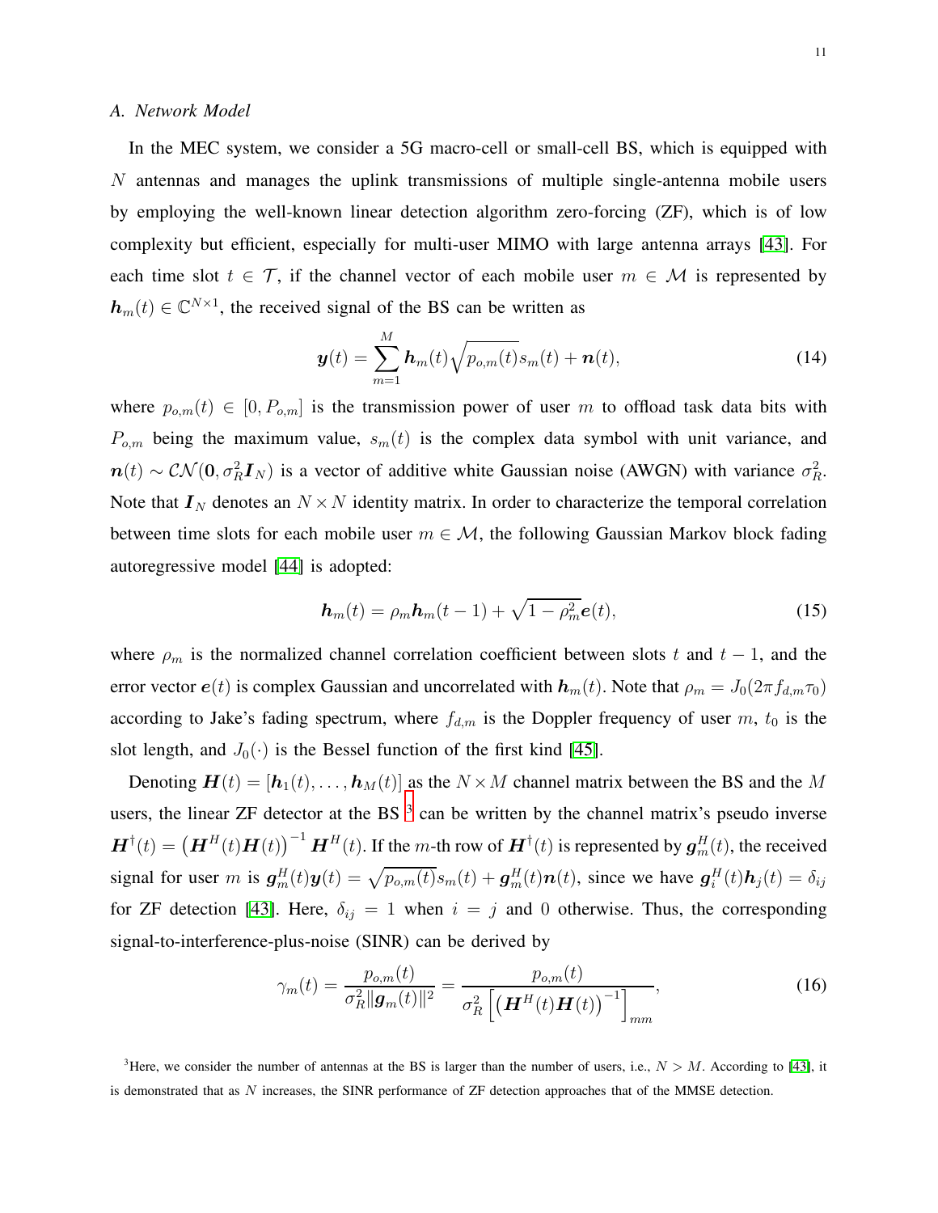### A. Network Model

In the MEC system, we consider a 5G macro-cell or small-cell BS, which is equipped with $N$ antennas and manages the uplink transmissions of multiple single-antenna mobile users by employing the well-known linear detection algorithm zero-forcing (ZF), which is of low complexity but efficient, especially for multi-user MIMO with large antenna arrays [43]. For each time slot $t \in \mathcal{T}$, if the channel vector of each mobile user $m \in \mathcal{M}$ is represented by $\boldsymbol{h}_m(t) \in \mathbb{C}^{N \times 1}$, the received signal of the BS can be written as

$$\boldsymbol{y}(t) = \sum_{m=1}^{M} \boldsymbol{h}_m(t) \sqrt{p_{o,m}(t)} s_m(t) + \boldsymbol{n}(t), \tag{14}$$

where $p_{o,m}(t) \in [0, P_{o,m}]$ is the transmission power of user $m$ to offload task data bits with $P_{o,m}$ being the maximum value, $s_m(t)$ is the complex data symbol with unit variance, and $\boldsymbol{n}(t) \sim \mathcal{CN}(\boldsymbol{0}, \sigma_R^2 \boldsymbol{I}_N)$ is a vector of additive white Gaussian noise (AWGN) with variance $\sigma_R^2$. Note that $\boldsymbol{I}_N$ denotes an $N \times N$ identity matrix. In order to characterize the temporal correlation between time slots for each mobile user $m \in \mathcal{M}$, the following Gaussian Markov block fading autoregressive model [44] is adopted:

$$\boldsymbol{h}_m(t) = \rho_m \boldsymbol{h}_m(t-1) + \sqrt{1 - \rho_m^2} \boldsymbol{e}(t), \tag{15}$$

where $\rho_m$ is the normalized channel correlation coefficient between slots $t$ and $t-1$, and the error vector $\boldsymbol{e}(t)$ is complex Gaussian and uncorrelated with $\boldsymbol{h}_m(t)$. Note that $\rho_m = J_0(2\pi f_{d,m} \tau_0)$ according to Jake's fading spectrum, where $f_{d,m}$ is the Doppler frequency of user $m$, $t_0$ is the slot length, and $J_0(\cdot)$ is the Bessel function of the first kind [45].

Denoting $\boldsymbol{H}(t) = [\boldsymbol{h}_1(t), \ldots, \boldsymbol{h}_M(t)]$ as the $N \times M$ channel matrix between the BS and the $M$ users, the linear ZF detector at the BS [3] can be written by the channel matrix's pseudo inverse $\boldsymbol{H}^{\dagger}(t) = \left(\boldsymbol{H}^H(t)\boldsymbol{H}(t)\right)^{-1} \boldsymbol{H}^H(t)$. If the $m$-th row of $\boldsymbol{H}^{\dagger}(t)$ is represented by $\boldsymbol{g}_m^H(t)$, the received signal for user $m$ is $\boldsymbol{g}_m^H(t)\boldsymbol{y}(t) = \sqrt{p_{o,m}(t)} s_m(t) + \boldsymbol{g}_m^H(t)\boldsymbol{n}(t)$, since we have $\boldsymbol{g}_i^H(t)\boldsymbol{h}_j(t) = \delta_{ij}$ for ZF detection [43]. Here, $\delta_{ij} = 1$ when $i = j$ and $0$ otherwise. Thus, the corresponding signal-to-interference-plus-noise (SINR) can be derived by

$$\gamma_m(t) = \frac{p_{o,m}(t)}{\sigma_R^2 \|\boldsymbol{g}_m(t)\|^2} = \frac{p_{o,m}(t)}{\sigma_R^2 \left[\left(\boldsymbol{H}^H(t)\boldsymbol{H}(t)\right)^{-1}\right]_{mm}}, \tag{16}$$

[3] Here, we consider the number of antennas at the BS is larger than the number of users, i.e., $N > M$. According to [43], it is demonstrated that as $N$ increases, the SINR performance of ZF detection approaches that of the MMSE detection.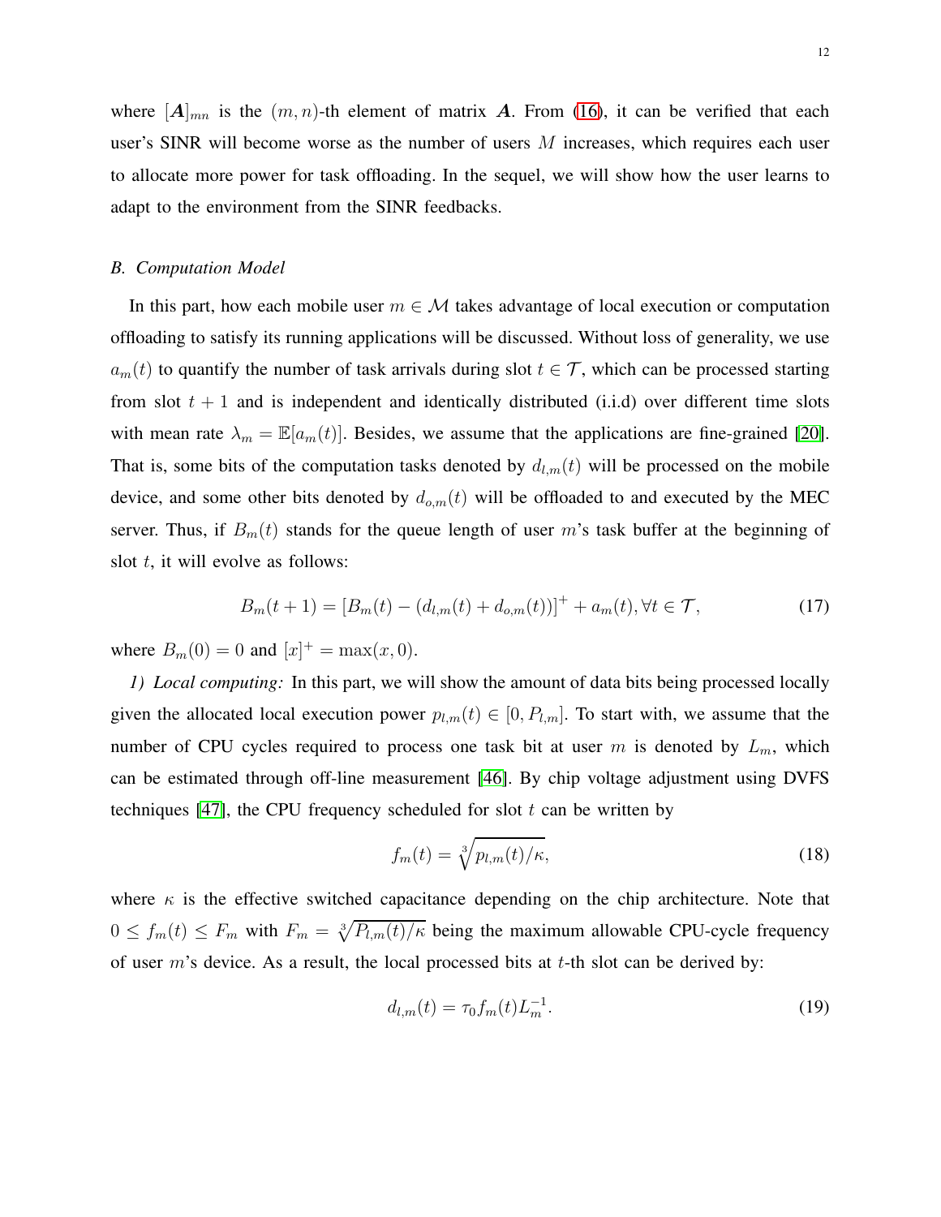where $[\boldsymbol{A}]_{mn}$ is the $(m, n)$-th element of matrix $\boldsymbol{A}$. From (16), it can be verified that each user's SINR will become worse as the number of users $M$ increases, which requires each user to allocate more power for task offloading. In the sequel, we will show how the user learns to adapt to the environment from the SINR feedbacks.

### *B. Computation Model*

In this part, how each mobile user $m \in \mathcal{M}$ takes advantage of local execution or computation offloading to satisfy its running applications will be discussed. Without loss of generality, we use $a_m(t)$ to quantify the number of task arrivals during slot $t \in \mathcal{T}$, which can be processed starting from slot $t + 1$ and is independent and identically distributed (i.i.d) over different time slots with mean rate $\lambda_m = \mathbb{E}[a_m(t)]$. Besides, we assume that the applications are fine-grained [20]. That is, some bits of the computation tasks denoted by $d_{l,m}(t)$ will be processed on the mobile device, and some other bits denoted by $d_{o,m}(t)$ will be offloaded to and executed by the MEC server. Thus, if $B_m(t)$ stands for the queue length of user $m$'s task buffer at the beginning of slot $t$, it will evolve as follows:

$$B_m(t + 1) = [B_m(t) - (d_{l,m}(t) + d_{o,m}(t))]^+ + a_m(t), \forall t \in \mathcal{T}, \tag{17}$$

where $B_m(0) = 0$ and $[x]^+ = \max(x, 0)$.

*1) Local computing:* In this part, we will show the amount of data bits being processed locally given the allocated local execution power $p_{l,m}(t) \in [0, P_{l,m}]$. To start with, we assume that the number of CPU cycles required to process one task bit at user $m$ is denoted by $L_m$, which can be estimated through off-line measurement [46]. By chip voltage adjustment using DVFS techniques [47], the CPU frequency scheduled for slot $t$ can be written by

$$f_m(t) = \sqrt[3]{p_{l,m}(t)/\kappa}, \tag{18}$$

where $\kappa$ is the effective switched capacitance depending on the chip architecture. Note that $0 \leq f_m(t) \leq F_m$ with $F_m = \sqrt[3]{P_{l,m}(t)/\kappa}$ being the maximum allowable CPU-cycle frequency of user $m$'s device. As a result, the local processed bits at $t$-th slot can be derived by:

$$d_{l,m}(t) = \tau_0 f_m(t) L_m^{-1}. \tag{19}$$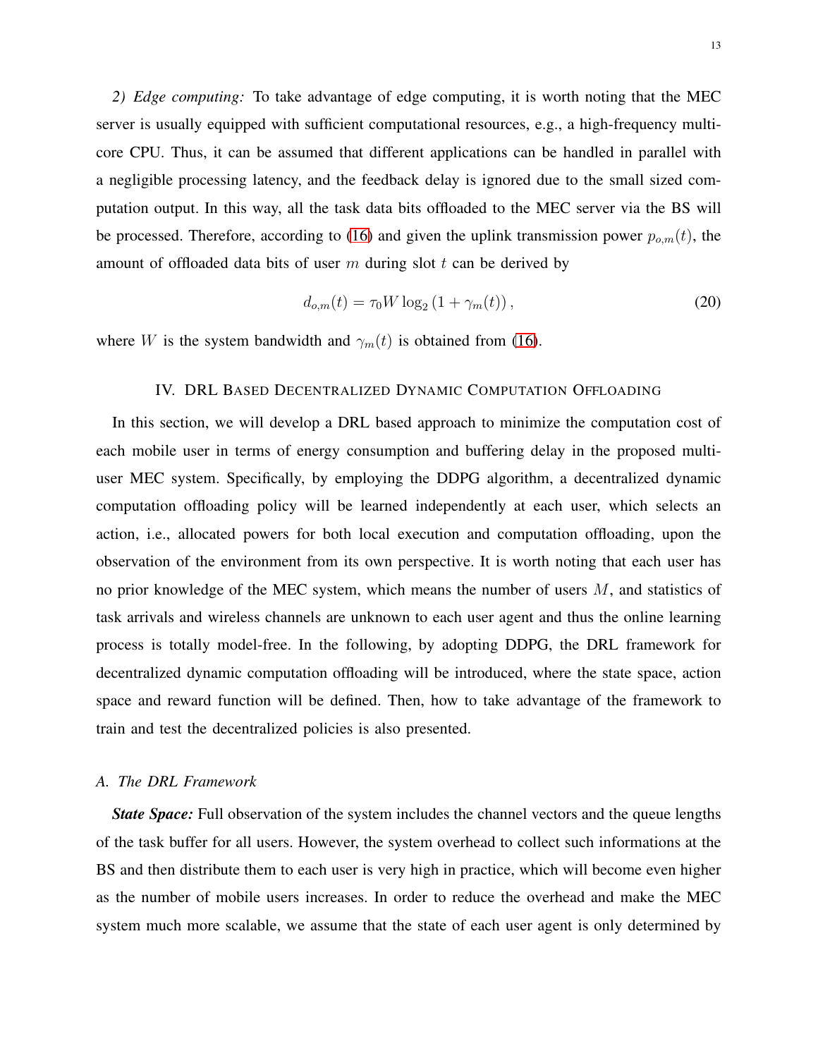*2) Edge computing:* To take advantage of edge computing, it is worth noting that the MEC server is usually equipped with sufficient computational resources, e.g., a high-frequency multi-core CPU. Thus, it can be assumed that different applications can be handled in parallel with a negligible processing latency, and the feedback delay is ignored due to the small sized computation output. In this way, all the task data bits offloaded to the MEC server via the BS will be processed. Therefore, according to (16) and given the uplink transmission power $p_{o,m}(t)$, the amount of offloaded data bits of user $m$ during slot $t$ can be derived by

$$d_{o,m}(t) = \tau_0 W \log_2 \left(1 + \gamma_m(t)\right), \tag{20}$$

where $W$ is the system bandwidth and $\gamma_m(t)$ is obtained from (16).

## IV. DRL Based Decentralized Dynamic Computation Offloading

In this section, we will develop a DRL based approach to minimize the computation cost of each mobile user in terms of energy consumption and buffering delay in the proposed multi-user MEC system. Specifically, by employing the DDPG algorithm, a decentralized dynamic computation offloading policy will be learned independently at each user, which selects an action, i.e., allocated powers for both local execution and computation offloading, upon the observation of the environment from its own perspective. It is worth noting that each user has no prior knowledge of the MEC system, which means the number of users $M$, and statistics of task arrivals and wireless channels are unknown to each user agent and thus the online learning process is totally model-free. In the following, by adopting DDPG, the DRL framework for decentralized dynamic computation offloading will be introduced, where the state space, action space and reward function will be defined. Then, how to take advantage of the framework to train and test the decentralized policies is also presented.

### A. The DRL Framework

***State Space:*** Full observation of the system includes the channel vectors and the queue lengths of the task buffer for all users. However, the system overhead to collect such informations at the BS and then distribute them to each user is very high in practice, which will become even higher as the number of mobile users increases. In order to reduce the overhead and make the MEC system much more scalable, we assume that the state of each user agent is only determined by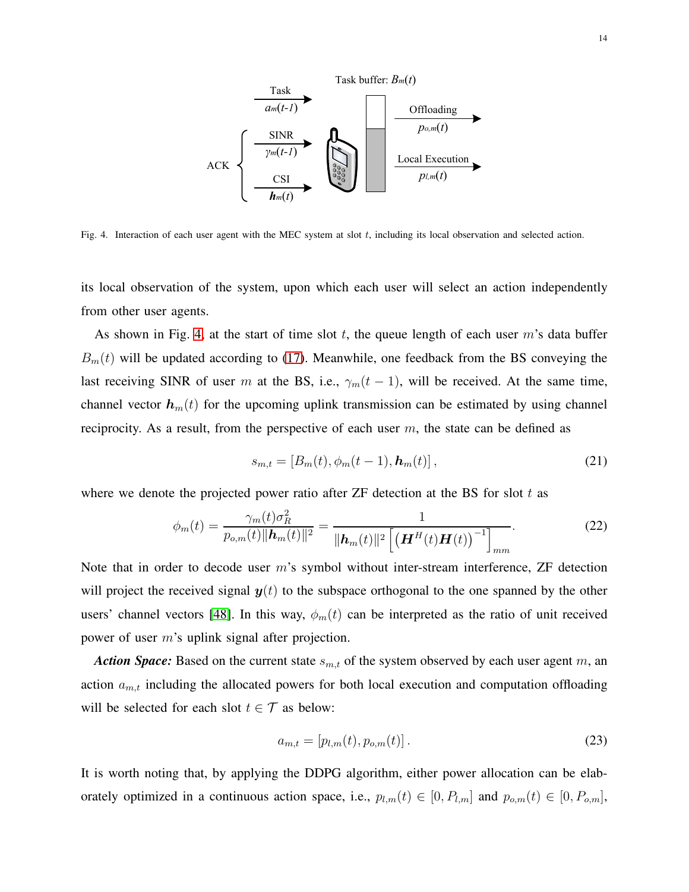Fig. 4. Interaction of each user agent with the MEC system at slot $t$, including its local observation and selected action.

its local observation of the system, upon which each user will select an action independently from other user agents.

As shown in Fig. 4, at the start of time slot $t$, the queue length of each user $m$'s data buffer $B_m(t)$ will be updated according to (17). Meanwhile, one feedback from the BS conveying the last receiving SINR of user $m$ at the BS, i.e., $\gamma_m(t-1)$, will be received. At the same time, channel vector $\boldsymbol{h}_m(t)$ for the upcoming uplink transmission can be estimated by using channel reciprocity. As a result, from the perspective of each user $m$, the state can be defined as

$$s_{m,t} = \left[B_m(t), \phi_m(t-1), \boldsymbol{h}_m(t)\right], \tag{21}$$

where we denote the projected power ratio after ZF detection at the BS for slot $t$ as

$$\phi_m(t) = \frac{\gamma_m(t)\sigma_R^2}{p_{o,m}(t)\|\boldsymbol{h}_m(t)\|^2} = \frac{1}{\|\boldsymbol{h}_m(t)\|^2 \left[\left(\boldsymbol{H}^H(t)\boldsymbol{H}(t)\right)^{-1}\right]_{mm}}. \tag{22}$$

Note that in order to decode user $m$'s symbol without inter-stream interference, ZF detection will project the received signal $\boldsymbol{y}(t)$ to the subspace orthogonal to the one spanned by the other users' channel vectors [48]. In this way, $\phi_m(t)$ can be interpreted as the ratio of unit received power of user $m$'s uplink signal after projection.

***Action Space:*** Based on the current state $s_{m,t}$ of the system observed by each user agent $m$, an action $a_{m,t}$ including the allocated powers for both local execution and computation offloading will be selected for each slot $t \in \mathcal{T}$ as below:

$$a_{m,t} = \left[p_{l,m}(t), p_{o,m}(t)\right]. \tag{23}$$

It is worth noting that, by applying the DDPG algorithm, either power allocation can be elaborately optimized in a continuous action space, i.e., $p_{l,m}(t) \in [0, P_{l,m}]$ and $p_{o,m}(t) \in [0, P_{o,m}]$,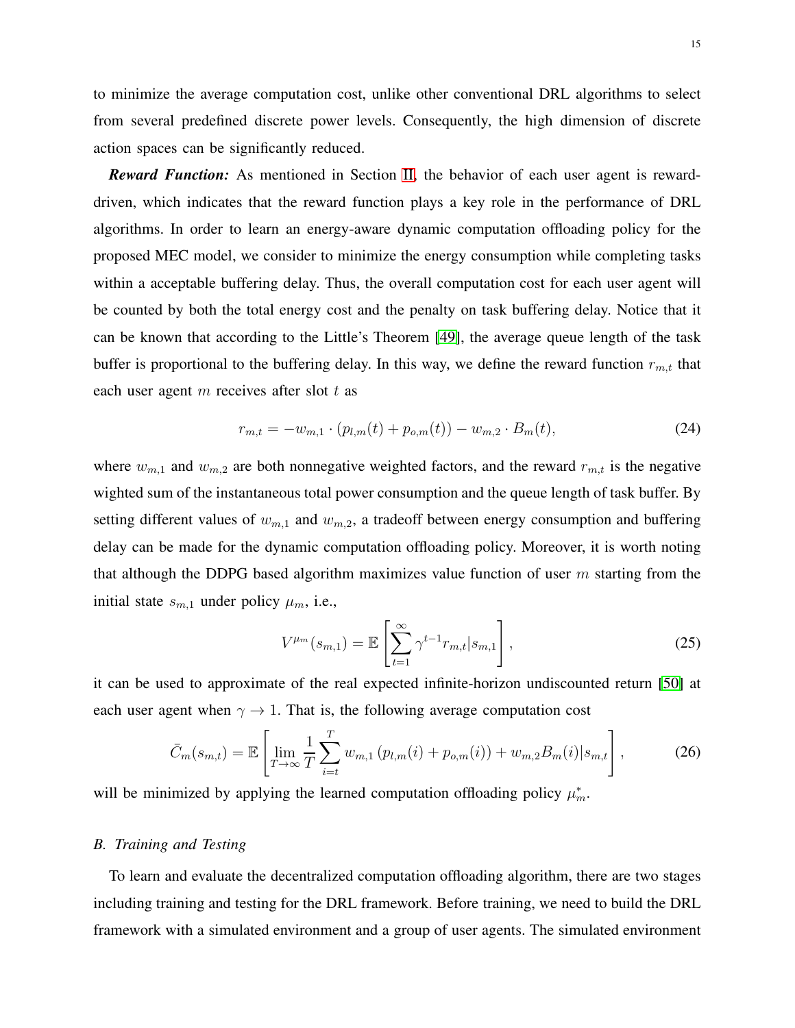to minimize the average computation cost, unlike other conventional DRL algorithms to select from several predefined discrete power levels. Consequently, the high dimension of discrete action spaces can be significantly reduced.

***Reward Function:*** As mentioned in Section II, the behavior of each user agent is reward-driven, which indicates that the reward function plays a key role in the performance of DRL algorithms. In order to learn an energy-aware dynamic computation offloading policy for the proposed MEC model, we consider to minimize the energy consumption while completing tasks within a acceptable buffering delay. Thus, the overall computation cost for each user agent will be counted by both the total energy cost and the penalty on task buffering delay. Notice that it can be known that according to the Little's Theorem [49], the average queue length of the task buffer is proportional to the buffering delay. In this way, we define the reward function $r_{m,t}$ that each user agent $m$ receives after slot $t$ as

$$r_{m,t} = -w_{m,1} \cdot (p_{l,m}(t) + p_{o,m}(t)) - w_{m,2} \cdot B_m(t), \tag{24}$$

where $w_{m,1}$ and $w_{m,2}$ are both nonnegative weighted factors, and the reward $r_{m,t}$ is the negative wighted sum of the instantaneous total power consumption and the queue length of task buffer. By setting different values of $w_{m,1}$ and $w_{m,2}$, a tradeoff between energy consumption and buffering delay can be made for the dynamic computation offloading policy. Moreover, it is worth noting that although the DDPG based algorithm maximizes value function of user $m$ starting from the initial state $s_{m,1}$ under policy $\mu_m$, i.e.,

$$V^{\mu_m}(s_{m,1}) = \mathbb{E}\left[\sum_{t=1}^{\infty} \gamma^{t-1} r_{m,t} | s_{m,1}\right], \tag{25}$$

it can be used to approximate of the real expected infinite-horizon undiscounted return [50] at each user agent when $\gamma \to 1$. That is, the following average computation cost

$$\bar{C}_m(s_{m,t}) = \mathbb{E}\left[\lim_{T\to\infty} \frac{1}{T} \sum_{i=t}^{T} w_{m,1}\left(p_{l,m}(i) + p_{o,m}(i)\right) + w_{m,2} B_m(i) | s_{m,t}\right], \tag{26}$$

will be minimized by applying the learned computation offloading policy $\mu_m^*$.

### *B. Training and Testing*

To learn and evaluate the decentralized computation offloading algorithm, there are two stages including training and testing for the DRL framework. Before training, we need to build the DRL framework with a simulated environment and a group of user agents. The simulated environment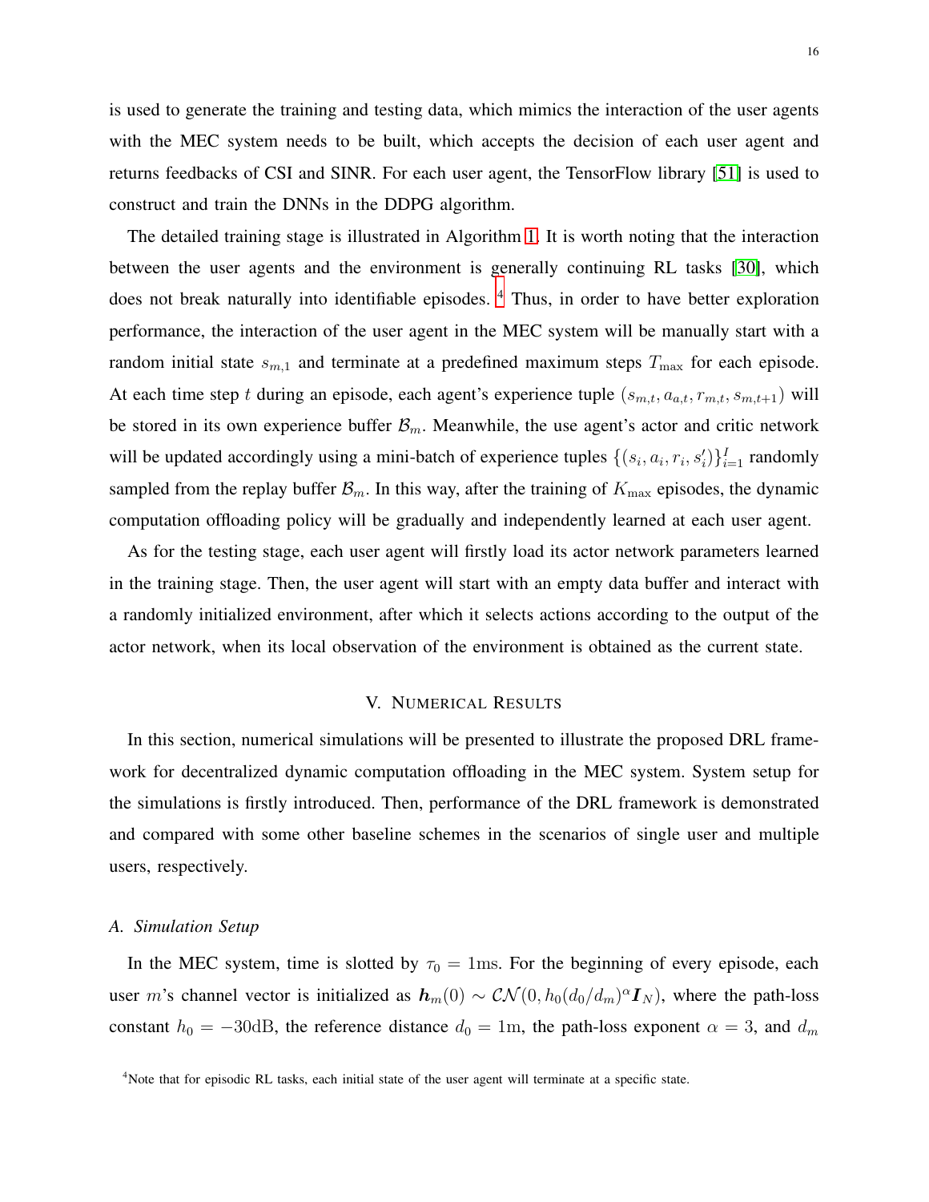is used to generate the training and testing data, which mimics the interaction of the user agents with the MEC system needs to be built, which accepts the decision of each user agent and returns feedbacks of CSI and SINR. For each user agent, the TensorFlow library [51] is used to construct and train the DNNs in the DDPG algorithm.

The detailed training stage is illustrated in Algorithm 1. It is worth noting that the interaction between the user agents and the environment is generally continuing RL tasks [30], which does not break naturally into identifiable episodes. [4] Thus, in order to have better exploration performance, the interaction of the user agent in the MEC system will be manually start with a random initial state $s_{m,1}$ and terminate at a predefined maximum steps $T_{\max}$ for each episode. At each time step $t$ during an episode, each agent's experience tuple $(s_{m,t}, a_{a,t}, r_{m,t}, s_{m,t+1})$ will be stored in its own experience buffer $\mathcal{B}_m$. Meanwhile, the use agent's actor and critic network will be updated accordingly using a mini-batch of experience tuples $\{(s_i, a_i, r_i, s_i')\}_{i=1}^{I}$ randomly sampled from the replay buffer $\mathcal{B}_m$. In this way, after the training of $K_{\max}$ episodes, the dynamic computation offloading policy will be gradually and independently learned at each user agent.

As for the testing stage, each user agent will firstly load its actor network parameters learned in the training stage. Then, the user agent will start with an empty data buffer and interact with a randomly initialized environment, after which it selects actions according to the output of the actor network, when its local observation of the environment is obtained as the current state.

## V. Numerical Results

In this section, numerical simulations will be presented to illustrate the proposed DRL framework for decentralized dynamic computation offloading in the MEC system. System setup for the simulations is firstly introduced. Then, performance of the DRL framework is demonstrated and compared with some other baseline schemes in the scenarios of single user and multiple users, respectively.

### *A. Simulation Setup*

In the MEC system, time is slotted by $\tau_0 = 1\text{ms}$. For the beginning of every episode, each user $m$'s channel vector is initialized as $\boldsymbol{h}_m(0) \sim \mathcal{CN}(0, h_0(d_0/d_m)^{\alpha}\boldsymbol{I}_N)$, where the path-loss constant $h_0 = -30\text{dB}$, the reference distance $d_0 = 1\text{m}$, the path-loss exponent $\alpha = 3$, and $d_m$

[4] Note that for episodic RL tasks, each initial state of the user agent will terminate at a specific state.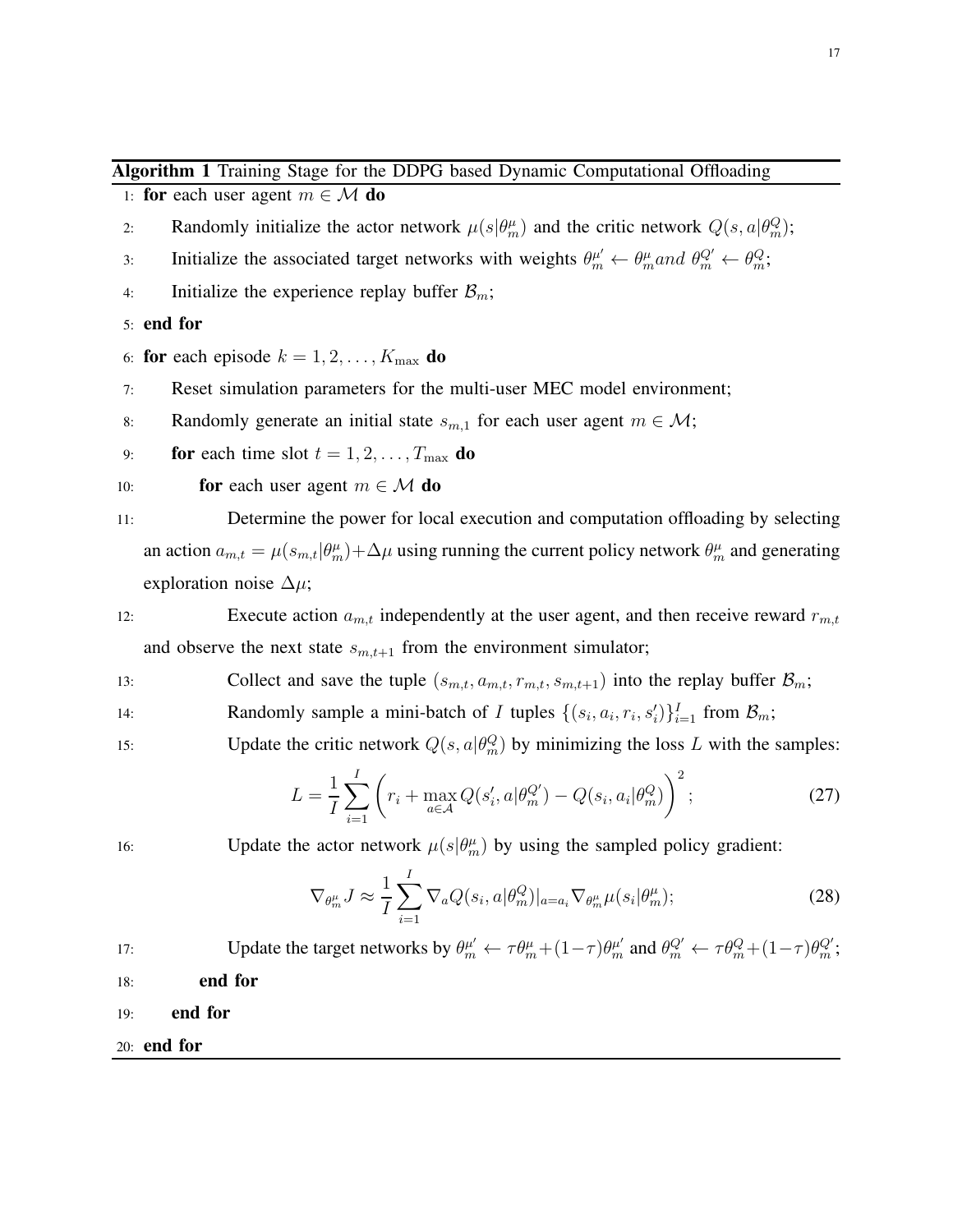**Algorithm 1** Training Stage for the DDPG based Dynamic Computational Offloading

1: **for** each user agent $m \in \mathcal{M}$ **do**

2: Randomly initialize the actor network $\mu(s|\theta_m^{\mu})$ and the critic network $Q(s,a|\theta_m^{Q})$;

3: Initialize the associated target networks with weights $\theta_m^{\mu'} \leftarrow \theta_m^{\mu} and\ \theta_m^{Q'} \leftarrow \theta_m^{Q}$;

4: Initialize the experience replay buffer $\mathcal{B}_m$;

5: **end for**

6: **for** each episode $k = 1, 2, \ldots, K_{\max}$ **do**

7: Reset simulation parameters for the multi-user MEC model environment;

8: Randomly generate an initial state $s_{m,1}$ for each user agent $m \in \mathcal{M}$;

9: **for** each time slot $t = 1, 2, \ldots, T_{\max}$ **do**

10: **for** each user agent $m \in \mathcal{M}$ **do**

11: Determine the power for local execution and computation offloading by selecting an action $a_{m,t} = \mu(s_{m,t}|\theta_m^{\mu}) + \Delta\mu$ using running the current policy network $\theta_m^{\mu}$ and generating exploration noise $\Delta\mu$;

12: Execute action $a_{m,t}$ independently at the user agent, and then receive reward $r_{m,t}$ and observe the next state $s_{m,t+1}$ from the environment simulator;

13: Collect and save the tuple $(s_{m,t}, a_{m,t}, r_{m,t}, s_{m,t+1})$ into the replay buffer $\mathcal{B}_m$;

14: Randomly sample a mini-batch of $I$ tuples $\{(s_i, a_i, r_i, s_i')\}_{i=1}^{I}$ from $\mathcal{B}_m$;

15: Update the critic network $Q(s,a|\theta_m^{Q})$ by minimizing the loss $L$ with the samples:

$$L = \frac{1}{I}\sum_{i=1}^{I}\left(r_i + \max_{a\in\mathcal{A}} Q(s_i', a|\theta_m^{Q'}) - Q(s_i, a_i|\theta_m^{Q})\right)^2; \tag{27}$$

16: Update the actor network $\mu(s|\theta_m^{\mu})$ by using the sampled policy gradient:

$$\nabla_{\theta_m^{\mu}} J \approx \frac{1}{I}\sum_{i=1}^{I} \nabla_a Q(s_i, a|\theta_m^{Q})|_{a=a_i} \nabla_{\theta_m^{\mu}} \mu(s_i|\theta_m^{\mu}); \tag{28}$$

17: Update the target networks by $\theta_m^{\mu'} \leftarrow \tau\theta_m^{\mu} + (1-\tau)\theta_m^{\mu'}$ and $\theta_m^{Q'} \leftarrow \tau\theta_m^{Q} + (1-\tau)\theta_m^{Q'}$;

18: **end for**

19: **end for**

20: **end for**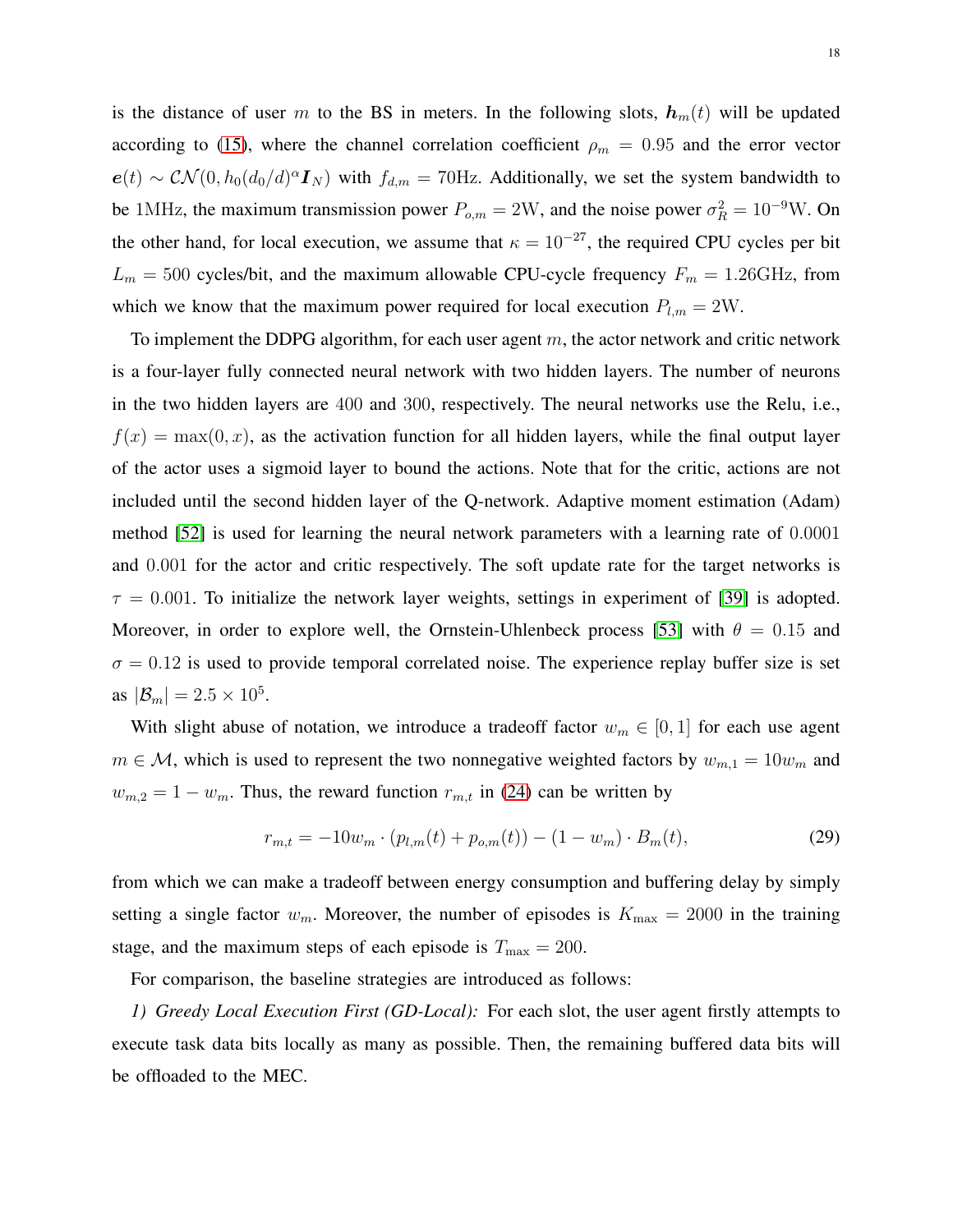is the distance of user $m$ to the BS in meters. In the following slots, $\boldsymbol{h}_m(t)$ will be updated according to (15), where the channel correlation coefficient $\rho_m = 0.95$ and the error vector $\boldsymbol{e}(t) \sim \mathcal{CN}(0, h_0(d_0/d)^{\alpha}\boldsymbol{I}_N)$ with $f_{d,m} = 70\text{Hz}$. Additionally, we set the system bandwidth to be $1\text{MHz}$, the maximum transmission power $P_{o,m} = 2\text{W}$, and the noise power $\sigma_R^2 = 10^{-9}\text{W}$. On the other hand, for local execution, we assume that $\kappa = 10^{-27}$, the required CPU cycles per bit $L_m = 500$ cycles/bit, and the maximum allowable CPU-cycle frequency $F_m = 1.26\text{GHz}$, from which we know that the maximum power required for local execution $P_{l,m} = 2\text{W}$.

To implement the DDPG algorithm, for each user agent $m$, the actor network and critic network is a four-layer fully connected neural network with two hidden layers. The number of neurons in the two hidden layers are $400$ and $300$, respectively. The neural networks use the Relu, i.e., $f(x) = \max(0, x)$, as the activation function for all hidden layers, while the final output layer of the actor uses a sigmoid layer to bound the actions. Note that for the critic, actions are not included until the second hidden layer of the Q-network. Adaptive moment estimation (Adam) method [52] is used for learning the neural network parameters with a learning rate of $0.0001$ and $0.001$ for the actor and critic respectively. The soft update rate for the target networks is $\tau = 0.001$. To initialize the network layer weights, settings in experiment of [39] is adopted. Moreover, in order to explore well, the Ornstein-Uhlenbeck process [53] with $\theta = 0.15$ and $\sigma = 0.12$ is used to provide temporal correlated noise. The experience replay buffer size is set as $|\mathcal{B}_m| = 2.5 \times 10^5$.

With slight abuse of notation, we introduce a tradeoff factor $w_m \in [0, 1]$ for each use agent $m \in \mathcal{M}$, which is used to represent the two nonnegative weighted factors by $w_{m,1} = 10w_m$ and $w_{m,2} = 1 - w_m$. Thus, the reward function $r_{m,t}$ in (24) can be written by

$$r_{m,t} = -10w_m \cdot (p_{l,m}(t) + p_{o,m}(t)) - (1 - w_m) \cdot B_m(t), \tag{29}$$

from which we can make a tradeoff between energy consumption and buffering delay by simply setting a single factor $w_m$. Moreover, the number of episodes is $K_{\max} = 2000$ in the training stage, and the maximum steps of each episode is $T_{\max} = 200$.

For comparison, the baseline strategies are introduced as follows:

*1) Greedy Local Execution First (GD-Local):* For each slot, the user agent firstly attempts to execute task data bits locally as many as possible. Then, the remaining buffered data bits will be offloaded to the MEC.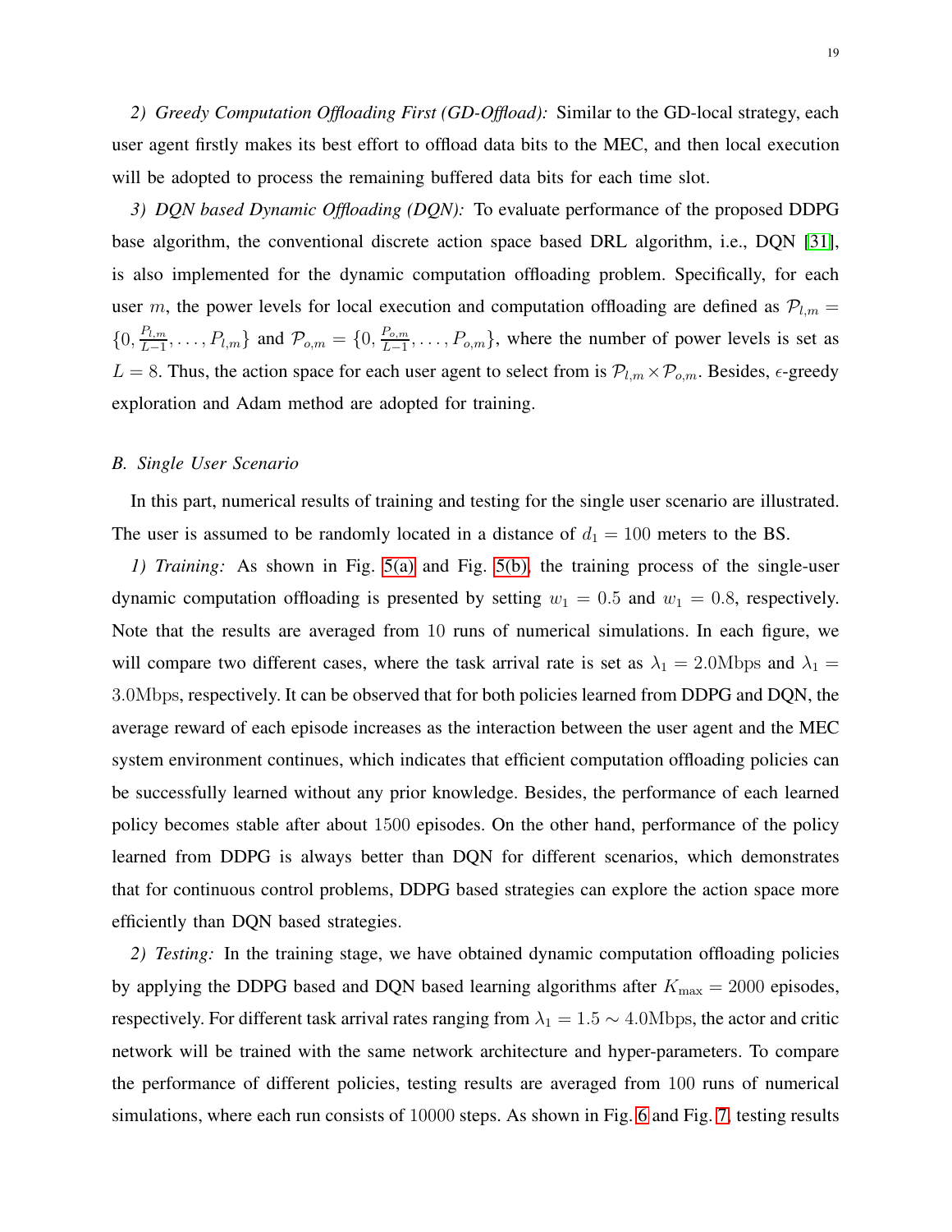*2) Greedy Computation Offloading First (GD-Offload):* Similar to the GD-local strategy, each user agent firstly makes its best effort to offload data bits to the MEC, and then local execution will be adopted to process the remaining buffered data bits for each time slot.

*3) DQN based Dynamic Offloading (DQN):* To evaluate performance of the proposed DDPG base algorithm, the conventional discrete action space based DRL algorithm, i.e., DQN [31], is also implemented for the dynamic computation offloading problem. Specifically, for each user $m$, the power levels for local execution and computation offloading are defined as $\mathcal{P}_{l,m} = \{0, \frac{P_{l,m}}{L-1}, \ldots, P_{l,m}\}$ and $\mathcal{P}_{o,m} = \{0, \frac{P_{o,m}}{L-1}, \ldots, P_{o,m}\}$, where the number of power levels is set as $L = 8$. Thus, the action space for each user agent to select from is $\mathcal{P}_{l,m} \times \mathcal{P}_{o,m}$. Besides, $\epsilon$-greedy exploration and Adam method are adopted for training.

### *B. Single User Scenario*

In this part, numerical results of training and testing for the single user scenario are illustrated. The user is assumed to be randomly located in a distance of $d_1 = 100$ meters to the BS.

*1) Training:* As shown in Fig. 5(a) and Fig. 5(b), the training process of the single-user dynamic computation offloading is presented by setting $w_1 = 0.5$ and $w_1 = 0.8$, respectively. Note that the results are averaged from 10 runs of numerical simulations. In each figure, we will compare two different cases, where the task arrival rate is set as $\lambda_1 = 2.0\text{Mbps}$ and $\lambda_1 = 3.0\text{Mbps}$, respectively. It can be observed that for both policies learned from DDPG and DQN, the average reward of each episode increases as the interaction between the user agent and the MEC system environment continues, which indicates that efficient computation offloading policies can be successfully learned without any prior knowledge. Besides, the performance of each learned policy becomes stable after about 1500 episodes. On the other hand, performance of the policy learned from DDPG is always better than DQN for different scenarios, which demonstrates that for continuous control problems, DDPG based strategies can explore the action space more efficiently than DQN based strategies.

*2) Testing:* In the training stage, we have obtained dynamic computation offloading policies by applying the DDPG based and DQN based learning algorithms after $K_{\max} = 2000$ episodes, respectively. For different task arrival rates ranging from $\lambda_1 = 1.5 \sim 4.0\text{Mbps}$, the actor and critic network will be trained with the same network architecture and hyper-parameters. To compare the performance of different policies, testing results are averaged from 100 runs of numerical simulations, where each run consists of 10000 steps. As shown in Fig. 6 and Fig. 7, testing results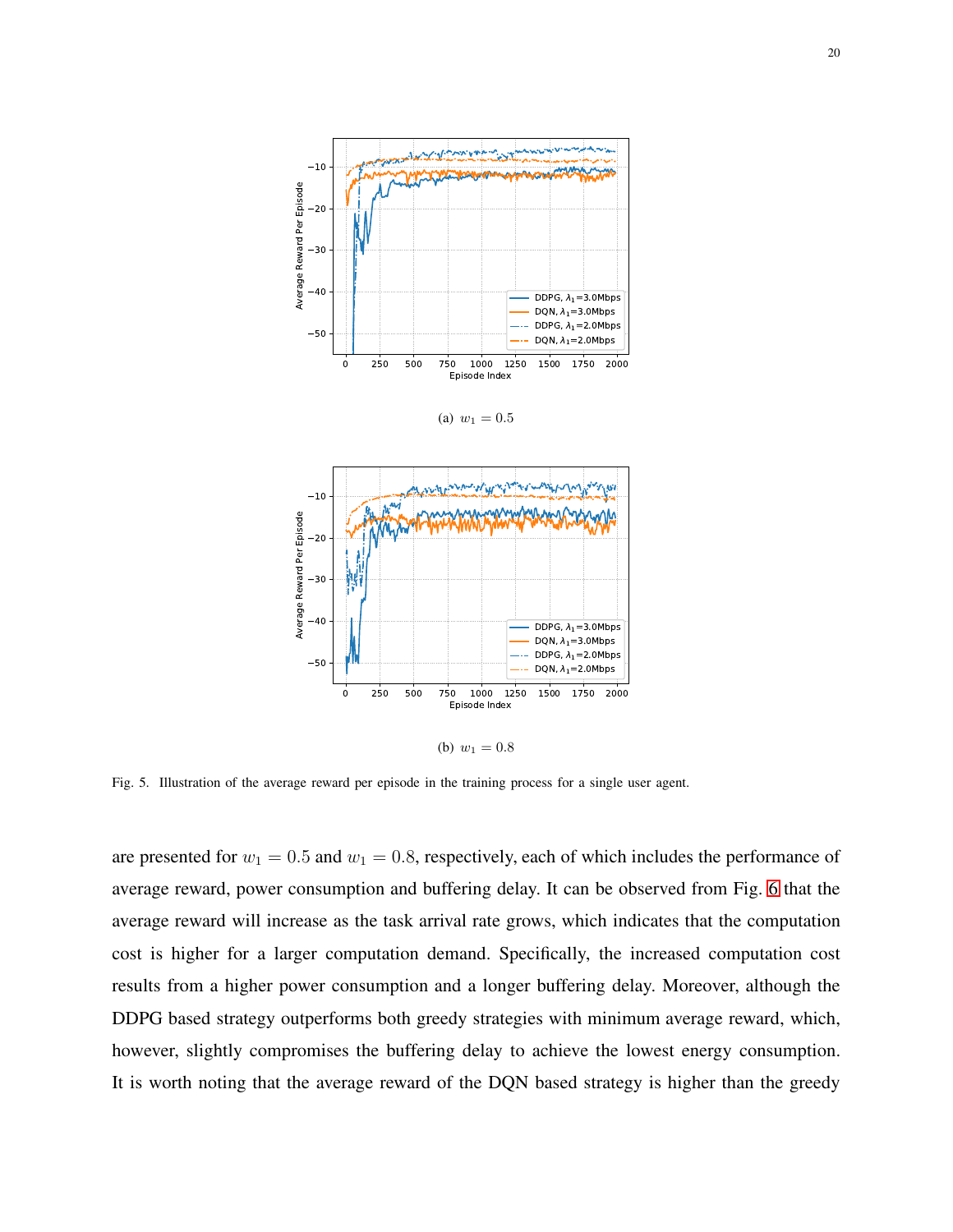(a) $w_1 = 0.5$

(b) $w_1 = 0.8$

Fig. 5. Illustration of the average reward per episode in the training process for a single user agent.

are presented for $w_1 = 0.5$ and $w_1 = 0.8$, respectively, each of which includes the performance of average reward, power consumption and buffering delay. It can be observed from Fig. 6 that the average reward will increase as the task arrival rate grows, which indicates that the computation cost is higher for a larger computation demand. Specifically, the increased computation cost results from a higher power consumption and a longer buffering delay. Moreover, although the DDPG based strategy outperforms both greedy strategies with minimum average reward, which, however, slightly compromises the buffering delay to achieve the lowest energy consumption. It is worth noting that the average reward of the DQN based strategy is higher than the greedy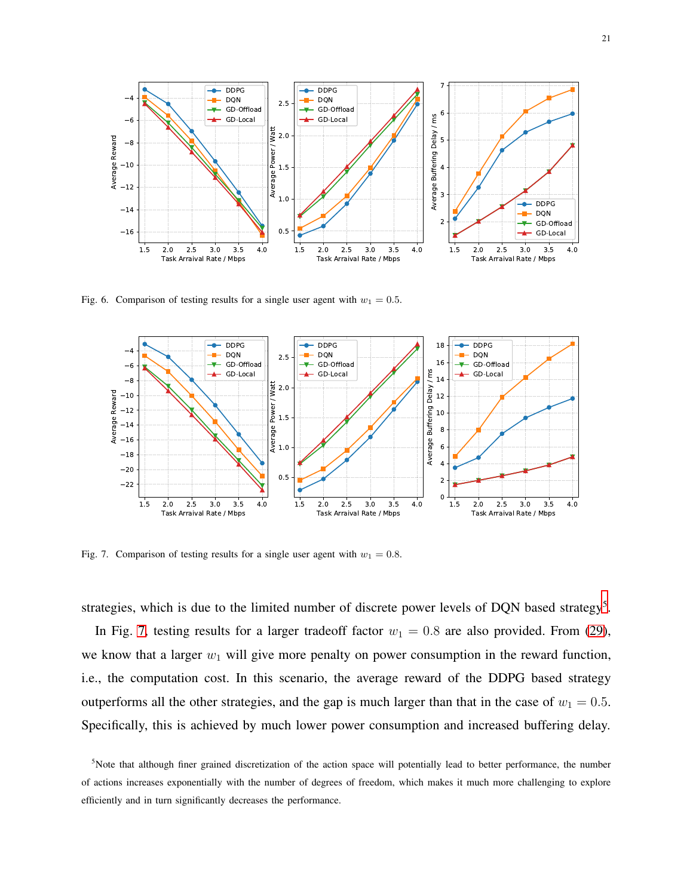Fig. 6. Comparison of testing results for a single user agent with $w_1 = 0.5$.

Fig. 7. Comparison of testing results for a single user agent with $w_1 = 0.8$.

strategies, which is due to the limited number of discrete power levels of DQN based strategy[5].

In Fig. 7, testing results for a larger tradeoff factor $w_1 = 0.8$ are also provided. From (29), we know that a larger $w_1$ will give more penalty on power consumption in the reward function, i.e., the computation cost. In this scenario, the average reward of the DDPG based strategy outperforms all the other strategies, and the gap is much larger than that in the case of $w_1 = 0.5$. Specifically, this is achieved by much lower power consumption and increased buffering delay.

[5]Note that although finer grained discretization of the action space will potentially lead to better performance, the number of actions increases exponentially with the number of degrees of freedom, which makes it much more challenging to explore efficiently and in turn significantly decreases the performance.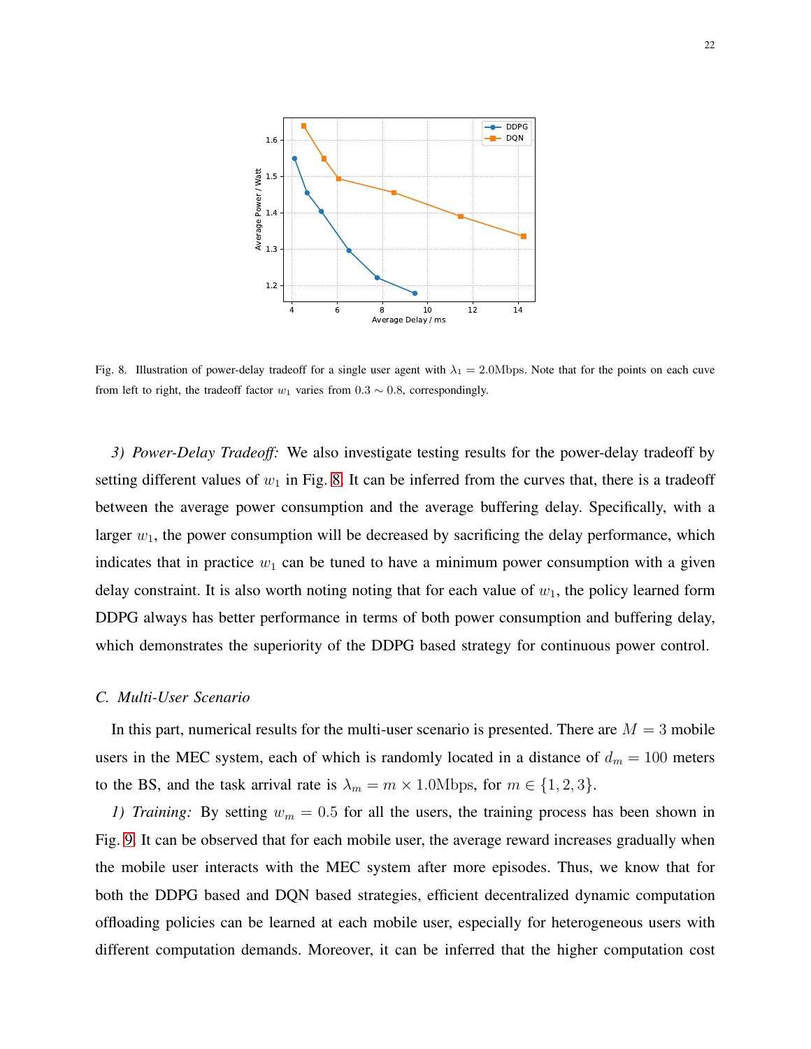Fig. 8. Illustration of power-delay tradeoff for a single user agent with $\lambda_1 = 2.0\text{Mbps}$. Note that for the points on each cuve from left to right, the tradeoff factor $w_1$ varies from $0.3 \sim 0.8$, correspondingly.

*3) Power-Delay Tradeoff:* We also investigate testing results for the power-delay tradeoff by setting different values of $w_1$ in Fig. 8. It can be inferred from the curves that, there is a tradeoff between the average power consumption and the average buffering delay. Specifically, with a larger $w_1$, the power consumption will be decreased by sacrificing the delay performance, which indicates that in practice $w_1$ can be tuned to have a minimum power consumption with a given delay constraint. It is also worth noting noting that for each value of $w_1$, the policy learned form DDPG always has better performance in terms of both power consumption and buffering delay, which demonstrates the superiority of the DDPG based strategy for continuous power control.

### *C. Multi-User Scenario*

In this part, numerical results for the multi-user scenario is presented. There are $M = 3$ mobile users in the MEC system, each of which is randomly located in a distance of $d_m = 100$ meters to the BS, and the task arrival rate is $\lambda_m = m \times 1.0\text{Mbps}$, for $m \in \{1, 2, 3\}$.

*1) Training:* By setting $w_m = 0.5$ for all the users, the training process has been shown in Fig. 9. It can be observed that for each mobile user, the average reward increases gradually when the mobile user interacts with the MEC system after more episodes. Thus, we know that for both the DDPG based and DQN based strategies, efficient decentralized dynamic computation offloading policies can be learned at each mobile user, especially for heterogeneous users with different computation demands. Moreover, it can be inferred that the higher computation cost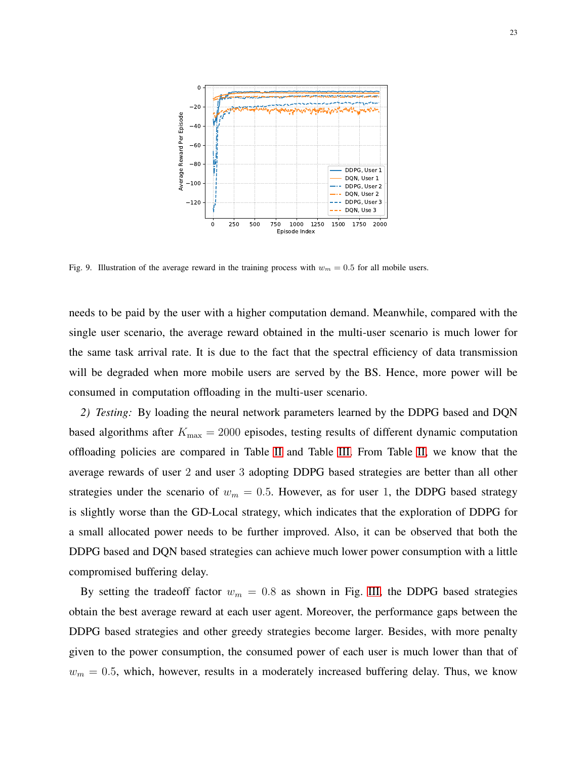Fig. 9. Illustration of the average reward in the training process with $w_m = 0.5$ for all mobile users.

needs to be paid by the user with a higher computation demand. Meanwhile, compared with the single user scenario, the average reward obtained in the multi-user scenario is much lower for the same task arrival rate. It is due to the fact that the spectral efficiency of data transmission will be degraded when more mobile users are served by the BS. Hence, more power will be consumed in computation offloading in the multi-user scenario.

*2) Testing:* By loading the neural network parameters learned by the DDPG based and DQN based algorithms after $K_{\max} = 2000$ episodes, testing results of different dynamic computation offloading policies are compared in Table II and Table III. From Table II, we know that the average rewards of user 2 and user 3 adopting DDPG based strategies are better than all other strategies under the scenario of $w_m = 0.5$. However, as for user 1, the DDPG based strategy is slightly worse than the GD-Local strategy, which indicates that the exploration of DDPG for a small allocated power needs to be further improved. Also, it can be observed that both the DDPG based and DQN based strategies can achieve much lower power consumption with a little compromised buffering delay.

By setting the tradeoff factor $w_m = 0.8$ as shown in Fig. III, the DDPG based strategies obtain the best average reward at each user agent. Moreover, the performance gaps between the DDPG based strategies and other greedy strategies become larger. Besides, with more penalty given to the power consumption, the consumed power of each user is much lower than that of $w_m = 0.5$, which, however, results in a moderately increased buffering delay. Thus, we know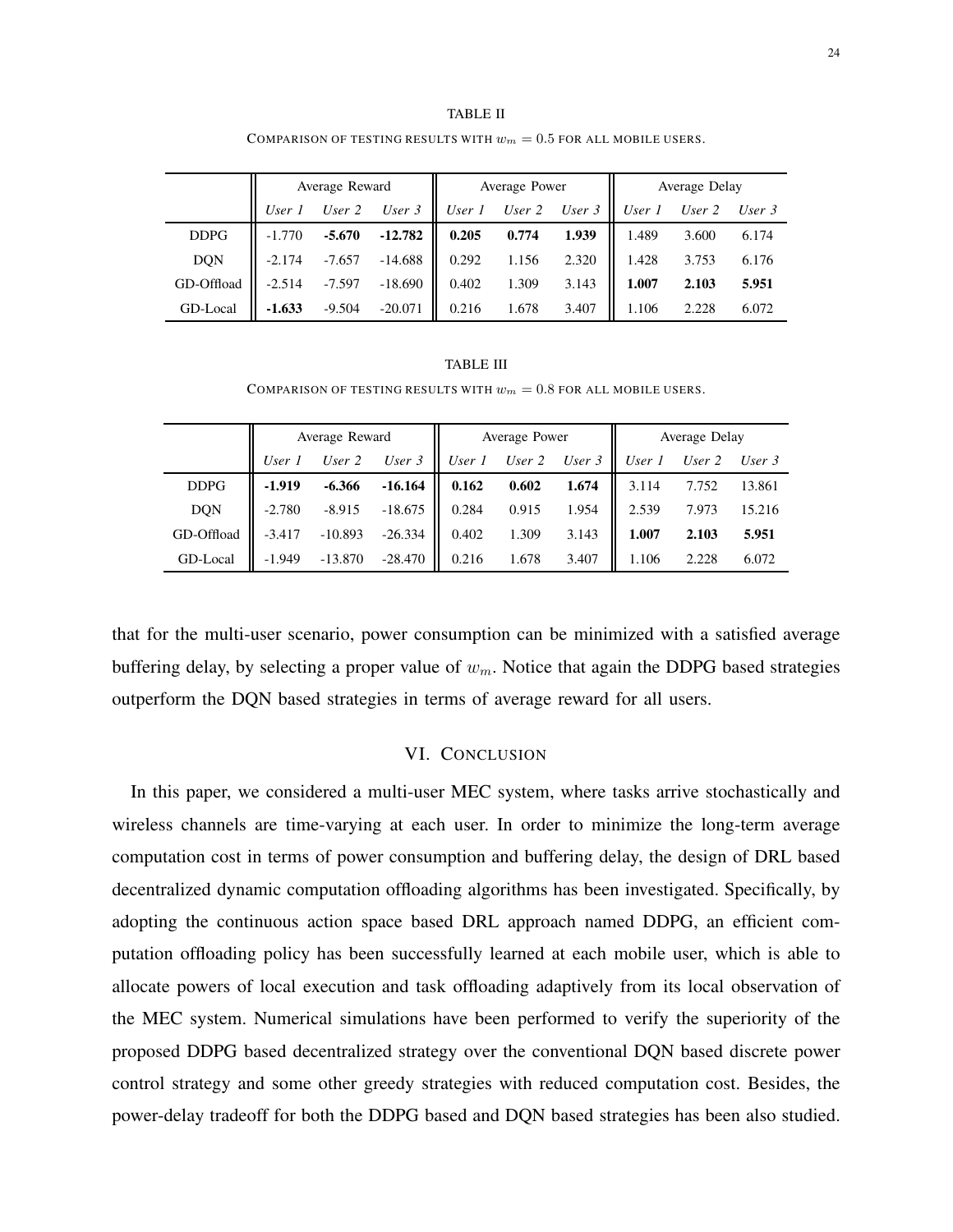TABLE II

COMPARISON OF TESTING RESULTS WITH $w_m = 0.5$ FOR ALL MOBILE USERS.

| | Average Reward | | | Average Power | | | Average Delay | | |
|---|---|---|---|---|---|---|---|---|---|
| | *User 1* | *User 2* | *User 3* | *User 1* | *User 2* | *User 3* | *User 1* | *User 2* | *User 3* |
| DDPG | -1.770 | **-5.670** | **-12.782** | **0.205** | **0.774** | **1.939** | 1.489 | 3.600 | 6.174 |
| DQN | -2.174 | -7.657 | -14.688 | 0.292 | 1.156 | 2.320 | 1.428 | 3.753 | 6.176 |
| GD-Offload | -2.514 | -7.597 | -18.690 | 0.402 | 1.309 | 3.143 | **1.007** | **2.103** | **5.951** |
| GD-Local | **-1.633** | -9.504 | -20.071 | 0.216 | 1.678 | 3.407 | 1.106 | 2.228 | 6.072 |

TABLE III

COMPARISON OF TESTING RESULTS WITH $w_m = 0.8$ FOR ALL MOBILE USERS.

| | Average Reward | | | Average Power | | | Average Delay | | |
|---|---|---|---|---|---|---|---|---|---|
| | *User 1* | *User 2* | *User 3* | *User 1* | *User 2* | *User 3* | *User 1* | *User 2* | *User 3* |
| DDPG | **-1.919** | **-6.366** | **-16.164** | **0.162** | **0.602** | **1.674** | 3.114 | 7.752 | 13.861 |
| DQN | -2.780 | -8.915 | -18.675 | 0.284 | 0.915 | 1.954 | 2.539 | 7.973 | 15.216 |
| GD-Offload | -3.417 | -10.893 | -26.334 | 0.402 | 1.309 | 3.143 | **1.007** | **2.103** | **5.951** |
| GD-Local | -1.949 | -13.870 | -28.470 | 0.216 | 1.678 | 3.407 | 1.106 | 2.228 | 6.072 |

that for the multi-user scenario, power consumption can be minimized with a satisfied average buffering delay, by selecting a proper value of $w_m$. Notice that again the DDPG based strategies outperform the DQN based strategies in terms of average reward for all users.

## VI. CONCLUSION

In this paper, we considered a multi-user MEC system, where tasks arrive stochastically and wireless channels are time-varying at each user. In order to minimize the long-term average computation cost in terms of power consumption and buffering delay, the design of DRL based decentralized dynamic computation offloading algorithms has been investigated. Specifically, by adopting the continuous action space based DRL approach named DDPG, an efficient computation offloading policy has been successfully learned at each mobile user, which is able to allocate powers of local execution and task offloading adaptively from its local observation of the MEC system. Numerical simulations have been performed to verify the superiority of the proposed DDPG based decentralized strategy over the conventional DQN based discrete power control strategy and some other greedy strategies with reduced computation cost. Besides, the power-delay tradeoff for both the DDPG based and DQN based strategies has been also studied.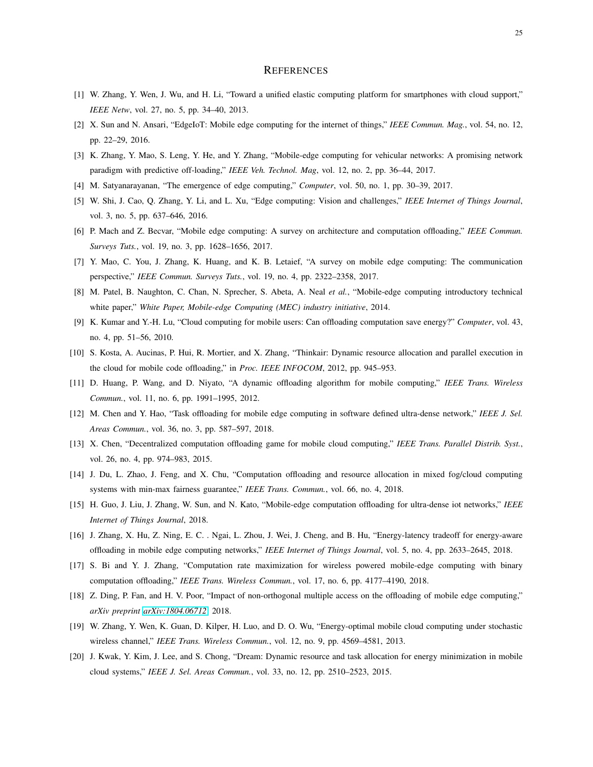# References

[1] W. Zhang, Y. Wen, J. Wu, and H. Li, "Toward a unified elastic computing platform for smartphones with cloud support," *IEEE Netw*, vol. 27, no. 5, pp. 34–40, 2013.

[2] X. Sun and N. Ansari, "EdgeIoT: Mobile edge computing for the internet of things," *IEEE Commun. Mag.*, vol. 54, no. 12, pp. 22–29, 2016.

[3] K. Zhang, Y. Mao, S. Leng, Y. He, and Y. Zhang, "Mobile-edge computing for vehicular networks: A promising network paradigm with predictive off-loading," *IEEE Veh. Technol. Mag*, vol. 12, no. 2, pp. 36–44, 2017.

[4] M. Satyanarayanan, "The emergence of edge computing," *Computer*, vol. 50, no. 1, pp. 30–39, 2017.

[5] W. Shi, J. Cao, Q. Zhang, Y. Li, and L. Xu, "Edge computing: Vision and challenges," *IEEE Internet of Things Journal*, vol. 3, no. 5, pp. 637–646, 2016.

[6] P. Mach and Z. Becvar, "Mobile edge computing: A survey on architecture and computation offloading," *IEEE Commun. Surveys Tuts.*, vol. 19, no. 3, pp. 1628–1656, 2017.

[7] Y. Mao, C. You, J. Zhang, K. Huang, and K. B. Letaief, "A survey on mobile edge computing: The communication perspective," *IEEE Commun. Surveys Tuts.*, vol. 19, no. 4, pp. 2322–2358, 2017.

[8] M. Patel, B. Naughton, C. Chan, N. Sprecher, S. Abeta, A. Neal *et al.*, "Mobile-edge computing introductory technical white paper," *White Paper, Mobile-edge Computing (MEC) industry initiative*, 2014.

[9] K. Kumar and Y.-H. Lu, "Cloud computing for mobile users: Can offloading computation save energy?" *Computer*, vol. 43, no. 4, pp. 51–56, 2010.

[10] S. Kosta, A. Aucinas, P. Hui, R. Mortier, and X. Zhang, "Thinkair: Dynamic resource allocation and parallel execution in the cloud for mobile code offloading," in *Proc. IEEE INFOCOM*, 2012, pp. 945–953.

[11] D. Huang, P. Wang, and D. Niyato, "A dynamic offloading algorithm for mobile computing," *IEEE Trans. Wireless Commun.*, vol. 11, no. 6, pp. 1991–1995, 2012.

[12] M. Chen and Y. Hao, "Task offloading for mobile edge computing in software defined ultra-dense network," *IEEE J. Sel. Areas Commun.*, vol. 36, no. 3, pp. 587–597, 2018.

[13] X. Chen, "Decentralized computation offloading game for mobile cloud computing," *IEEE Trans. Parallel Distrib. Syst.*, vol. 26, no. 4, pp. 974–983, 2015.

[14] J. Du, L. Zhao, J. Feng, and X. Chu, "Computation offloading and resource allocation in mixed fog/cloud computing systems with min-max fairness guarantee," *IEEE Trans. Commun.*, vol. 66, no. 4, 2018.

[15] H. Guo, J. Liu, J. Zhang, W. Sun, and N. Kato, "Mobile-edge computation offloading for ultra-dense iot networks," *IEEE Internet of Things Journal*, 2018.

[16] J. Zhang, X. Hu, Z. Ning, E. C. . Ngai, L. Zhou, J. Wei, J. Cheng, and B. Hu, "Energy-latency tradeoff for energy-aware offloading in mobile edge computing networks," *IEEE Internet of Things Journal*, vol. 5, no. 4, pp. 2633–2645, 2018.

[17] S. Bi and Y. J. Zhang, "Computation rate maximization for wireless powered mobile-edge computing with binary computation offloading," *IEEE Trans. Wireless Commun.*, vol. 17, no. 6, pp. 4177–4190, 2018.

[18] Z. Ding, P. Fan, and H. V. Poor, "Impact of non-orthogonal multiple access on the offloading of mobile edge computing," *arXiv preprint arXiv:1804.06712*, 2018.

[19] W. Zhang, Y. Wen, K. Guan, D. Kilper, H. Luo, and D. O. Wu, "Energy-optimal mobile cloud computing under stochastic wireless channel," *IEEE Trans. Wireless Commun.*, vol. 12, no. 9, pp. 4569–4581, 2013.

[20] J. Kwak, Y. Kim, J. Lee, and S. Chong, "Dream: Dynamic resource and task allocation for energy minimization in mobile cloud systems," *IEEE J. Sel. Areas Commun.*, vol. 33, no. 12, pp. 2510–2523, 2015.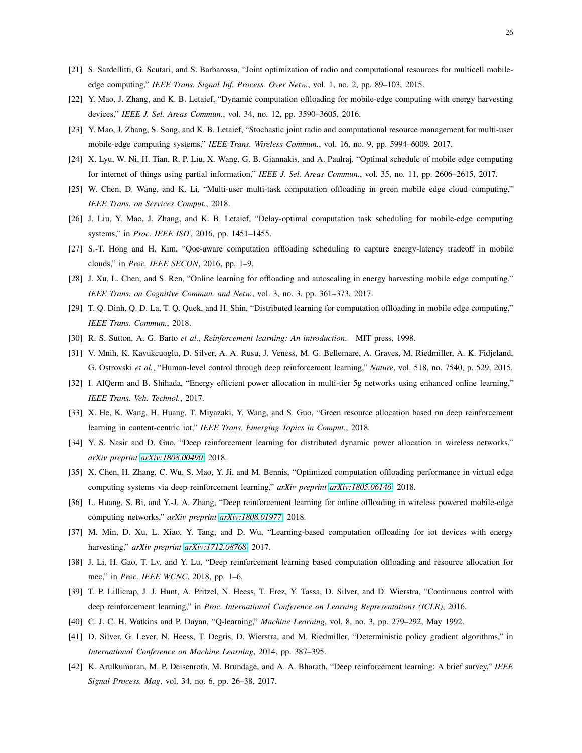[21] S. Sardellitti, G. Scutari, and S. Barbarossa, "Joint optimization of radio and computational resources for multicell mobile-edge computing," *IEEE Trans. Signal Inf. Process. Over Netw.*, vol. 1, no. 2, pp. 89–103, 2015.

[22] Y. Mao, J. Zhang, and K. B. Letaief, "Dynamic computation offloading for mobile-edge computing with energy harvesting devices," *IEEE J. Sel. Areas Commun.*, vol. 34, no. 12, pp. 3590–3605, 2016.

[23] Y. Mao, J. Zhang, S. Song, and K. B. Letaief, "Stochastic joint radio and computational resource management for multi-user mobile-edge computing systems," *IEEE Trans. Wireless Commun.*, vol. 16, no. 9, pp. 5994–6009, 2017.

[24] X. Lyu, W. Ni, H. Tian, R. P. Liu, X. Wang, G. B. Giannakis, and A. Paulraj, "Optimal schedule of mobile edge computing for internet of things using partial information," *IEEE J. Sel. Areas Commun.*, vol. 35, no. 11, pp. 2606–2615, 2017.

[25] W. Chen, D. Wang, and K. Li, "Multi-user multi-task computation offloading in green mobile edge cloud computing," *IEEE Trans. on Services Comput.*, 2018.

[26] J. Liu, Y. Mao, J. Zhang, and K. B. Letaief, "Delay-optimal computation task scheduling for mobile-edge computing systems," in *Proc. IEEE ISIT*, 2016, pp. 1451–1455.

[27] S.-T. Hong and H. Kim, "Qoe-aware computation offloading scheduling to capture energy-latency tradeoff in mobile clouds," in *Proc. IEEE SECON*, 2016, pp. 1–9.

[28] J. Xu, L. Chen, and S. Ren, "Online learning for offloading and autoscaling in energy harvesting mobile edge computing," *IEEE Trans. on Cognitive Commun. and Netw.*, vol. 3, no. 3, pp. 361–373, 2017.

[29] T. Q. Dinh, Q. D. La, T. Q. Quek, and H. Shin, "Distributed learning for computation offloading in mobile edge computing," *IEEE Trans. Commun.*, 2018.

[30] R. S. Sutton, A. G. Barto *et al.*, *Reinforcement learning: An introduction*. MIT press, 1998.

[31] V. Mnih, K. Kavukcuoglu, D. Silver, A. A. Rusu, J. Veness, M. G. Bellemare, A. Graves, M. Riedmiller, A. K. Fidjeland, G. Ostrovski *et al.*, "Human-level control through deep reinforcement learning," *Nature*, vol. 518, no. 7540, p. 529, 2015.

[32] I. AlQerm and B. Shihada, "Energy efficient power allocation in multi-tier 5g networks using enhanced online learning," *IEEE Trans. Veh. Technol.*, 2017.

[33] X. He, K. Wang, H. Huang, T. Miyazaki, Y. Wang, and S. Guo, "Green resource allocation based on deep reinforcement learning in content-centric iot," *IEEE Trans. Emerging Topics in Comput.*, 2018.

[34] Y. S. Nasir and D. Guo, "Deep reinforcement learning for distributed dynamic power allocation in wireless networks," *arXiv preprint arXiv:1808.00490*, 2018.

[35] X. Chen, H. Zhang, C. Wu, S. Mao, Y. Ji, and M. Bennis, "Optimized computation offloading performance in virtual edge computing systems via deep reinforcement learning," *arXiv preprint arXiv:1805.06146*, 2018.

[36] L. Huang, S. Bi, and Y.-J. A. Zhang, "Deep reinforcement learning for online offloading in wireless powered mobile-edge computing networks," *arXiv preprint arXiv:1808.01977*, 2018.

[37] M. Min, D. Xu, L. Xiao, Y. Tang, and D. Wu, "Learning-based computation offloading for iot devices with energy harvesting," *arXiv preprint arXiv:1712.08768*, 2017.

[38] J. Li, H. Gao, T. Lv, and Y. Lu, "Deep reinforcement learning based computation offloading and resource allocation for mec," in *Proc. IEEE WCNC*, 2018, pp. 1–6.

[39] T. P. Lillicrap, J. J. Hunt, A. Pritzel, N. Heess, T. Erez, Y. Tassa, D. Silver, and D. Wierstra, "Continuous control with deep reinforcement learning," in *Proc. International Conference on Learning Representations (ICLR)*, 2016.

[40] C. J. C. H. Watkins and P. Dayan, "Q-learning," *Machine Learning*, vol. 8, no. 3, pp. 279–292, May 1992.

[41] D. Silver, G. Lever, N. Heess, T. Degris, D. Wierstra, and M. Riedmiller, "Deterministic policy gradient algorithms," in *International Conference on Machine Learning*, 2014, pp. 387–395.

[42] K. Arulkumaran, M. P. Deisenroth, M. Brundage, and A. A. Bharath, "Deep reinforcement learning: A brief survey," *IEEE Signal Process. Mag*, vol. 34, no. 6, pp. 26–38, 2017.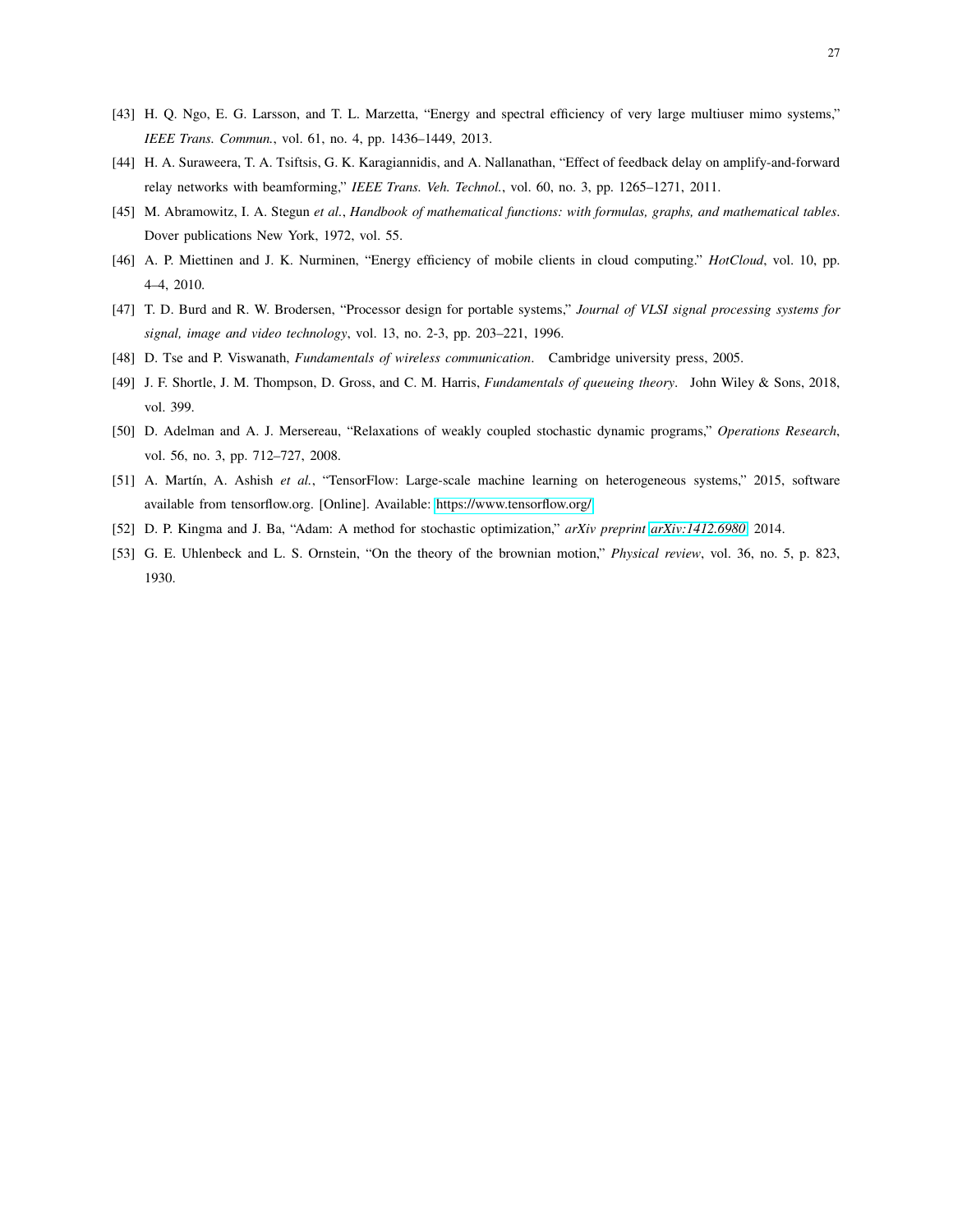[43] H. Q. Ngo, E. G. Larsson, and T. L. Marzetta, "Energy and spectral efficiency of very large multiuser mimo systems," *IEEE Trans. Commun.*, vol. 61, no. 4, pp. 1436–1449, 2013.

[44] H. A. Suraweera, T. A. Tsiftsis, G. K. Karagiannidis, and A. Nallanathan, "Effect of feedback delay on amplify-and-forward relay networks with beamforming," *IEEE Trans. Veh. Technol.*, vol. 60, no. 3, pp. 1265–1271, 2011.

[45] M. Abramowitz, I. A. Stegun *et al.*, *Handbook of mathematical functions: with formulas, graphs, and mathematical tables*. Dover publications New York, 1972, vol. 55.

[46] A. P. Miettinen and J. K. Nurminen, "Energy efficiency of mobile clients in cloud computing." *HotCloud*, vol. 10, pp. 4–4, 2010.

[47] T. D. Burd and R. W. Brodersen, "Processor design for portable systems," *Journal of VLSI signal processing systems for signal, image and video technology*, vol. 13, no. 2-3, pp. 203–221, 1996.

[48] D. Tse and P. Viswanath, *Fundamentals of wireless communication*. Cambridge university press, 2005.

[49] J. F. Shortle, J. M. Thompson, D. Gross, and C. M. Harris, *Fundamentals of queueing theory*. John Wiley & Sons, 2018, vol. 399.

[50] D. Adelman and A. J. Mersereau, "Relaxations of weakly coupled stochastic dynamic programs," *Operations Research*, vol. 56, no. 3, pp. 712–727, 2008.

[51] A. Martín, A. Ashish *et al.*, "TensorFlow: Large-scale machine learning on heterogeneous systems," 2015, software available from tensorflow.org. [Online]. Available: https://www.tensorflow.org/

[52] D. P. Kingma and J. Ba, "Adam: A method for stochastic optimization," *arXiv preprint arXiv:1412.6980*, 2014.

[53] G. E. Uhlenbeck and L. S. Ornstein, "On the theory of the brownian motion," *Physical review*, vol. 36, no. 5, p. 823, 1930.